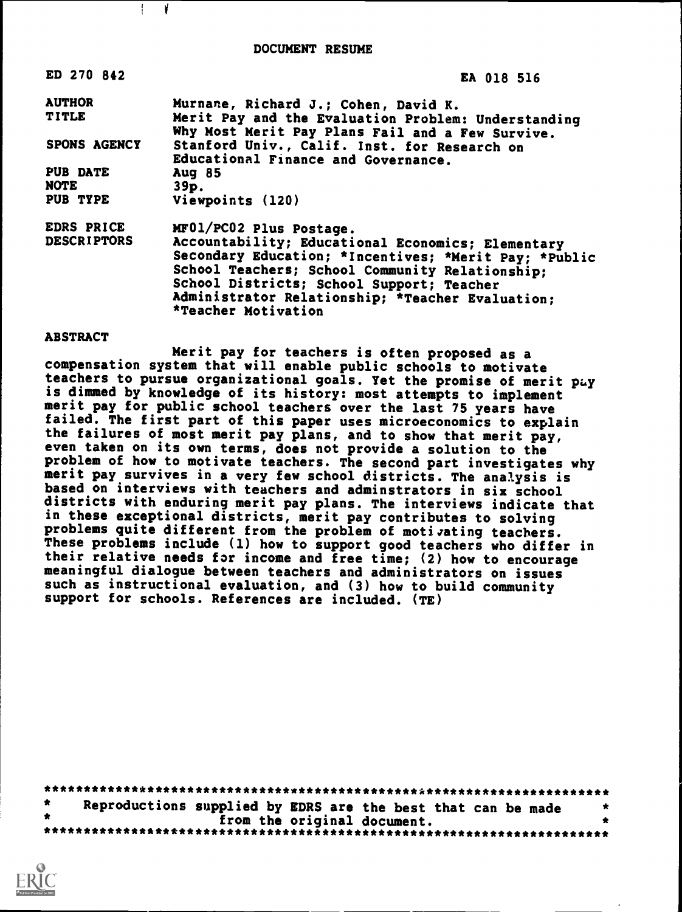DOCUMENT RESUME

| | |
|---|---|
| ED 270 842 | EA 018 516 |
| AUTHOR | Murnane, Richard J.; Cohen, David K. |
| TITLE | Merit Pay and the Evaluation Problem: Understanding Why Most Merit Pay Plans Fail and a Few Survive. |
| SPONS AGENCY | Stanford Univ., Calif. Inst. for Research on Educational Finance and Governance. |
| PUB DATE | Aug 85 |
| NOTE | 39p. |
| PUB TYPE | Viewpoints (120) |
| EDRS PRICE | MF01/PC02 Plus Postage. |
| DESCRIPTORS | Accountability; Educational Economics; Elementary Secondary Education; *Incentives; *Merit Pay; *Public School Teachers; School Community Relationship; School Districts; School Support; Teacher Administrator Relationship; *Teacher Evaluation; *Teacher Motivation |

ABSTRACT

Merit pay for teachers is often proposed as a compensation system that will enable public schools to motivate teachers to pursue organizational goals. Yet the promise of merit pay is dimmed by knowledge of its history: most attempts to implement merit pay for public school teachers over the last 75 years have failed. The first part of this paper uses microeconomics to explain the failures of most merit pay plans, and to show that merit pay, even taken on its own terms, does not provide a solution to the problem of how to motivate teachers. The second part investigates why merit pay survives in a very few school districts. The analysis is based on interviews with teachers and adminstrators in six school districts with enduring merit pay plans. The interviews indicate that in these exceptional districts, merit pay contributes to solving problems quite different from the problem of motivating teachers. These problems include (1) how to support good teachers who differ in their relative needs for income and free time; (2) how to encourage meaningful dialogue between teachers and administrators on issues such as instructional evaluation, and (3) how to build community support for schools. References are included. (TE)

***********************************************************************
* Reproductions supplied by EDRS are the best that can be made *
* from the original document. *
***********************************************************************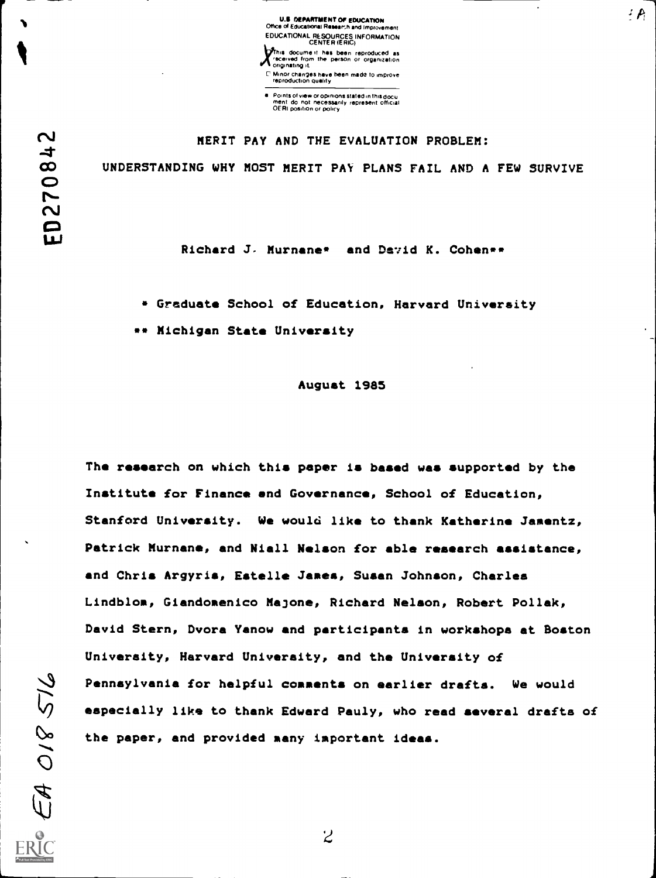# MERIT PAY AND THE EVALUATION PROBLEM:
# UNDERSTANDING WHY MOST MERIT PAY PLANS FAIL AND A FEW SURVIVE

Richard J. Murnane* and David K. Cohen**

\* Graduate School of Education, Harvard University

\*\* Michigan State University

August 1985

The research on which this paper is based was supported by the Institute for Finance and Governance, School of Education, Stanford University. We would like to thank Katherine Jamentz, Patrick Murnane, and Niall Nelson for able research assistance, and Chris Argyris, Estelle James, Susan Johnson, Charles Lindblom, Giandomenico Majone, Richard Nelson, Robert Pollak, David Stern, Dvora Yanow and participants in workshops at Boston University, Harvard University, and the University of Pennsylvania for helpful comments on earlier drafts. We would especially like to thank Edward Pauly, who read several drafts of the paper, and provided many important ideas.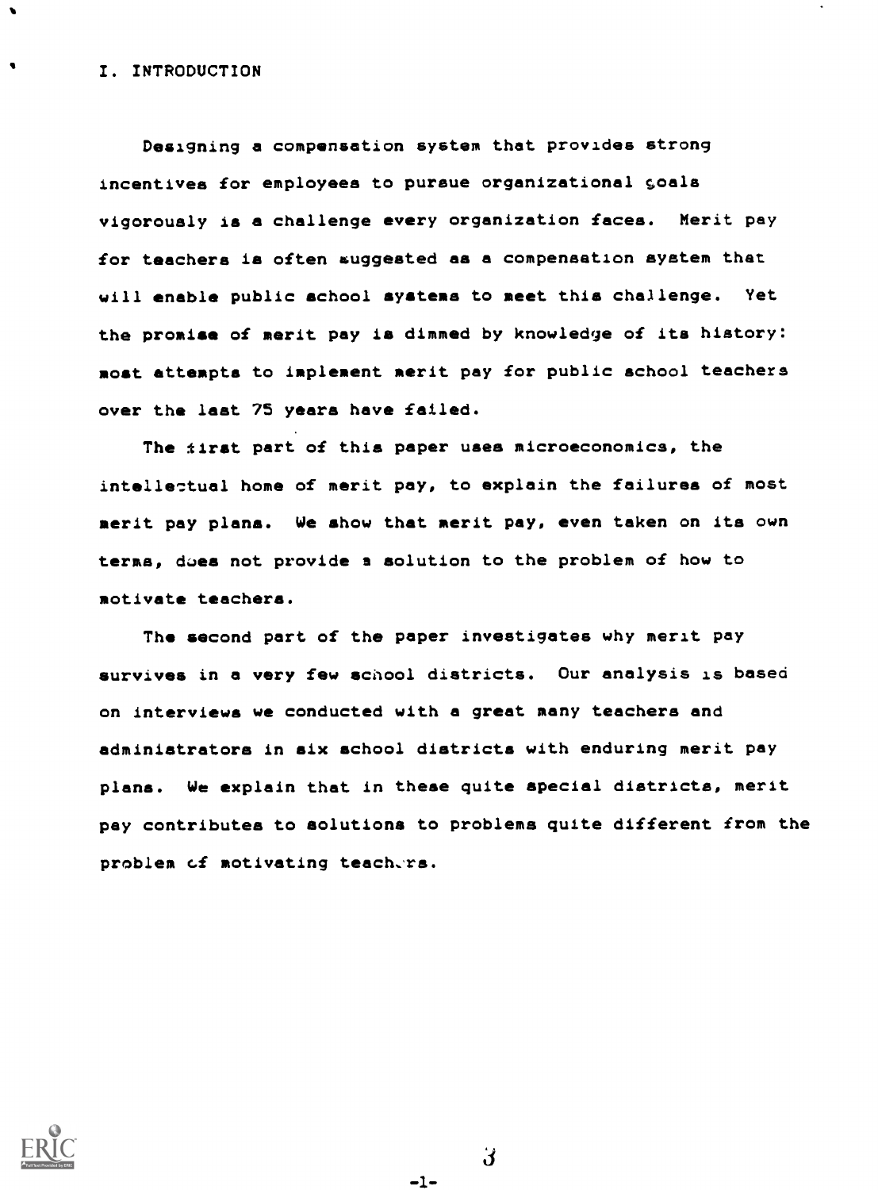# I. INTRODUCTION

Designing a compensation system that provides strong incentives for employees to pursue organizational goals vigorously is a challenge every organization faces. Merit pay for teachers is often suggested as a compensation system that will enable public school systems to meet this challenge. Yet the promise of merit pay is dimmed by knowledge of its history: most attempts to implement merit pay for public school teachers over the last 75 years have failed.

The first part of this paper uses microeconomics, the intellectual home of merit pay, to explain the failures of most merit pay plans. We show that merit pay, even taken on its own terms, does not provide a solution to the problem of how to motivate teachers.

The second part of the paper investigates why merit pay survives in a very few school districts. Our analysis is based on interviews we conducted with a great many teachers and administrators in six school districts with enduring merit pay plans. We explain that in these quite special districts, merit pay contributes to solutions to problems quite different from the problem of motivating teachers.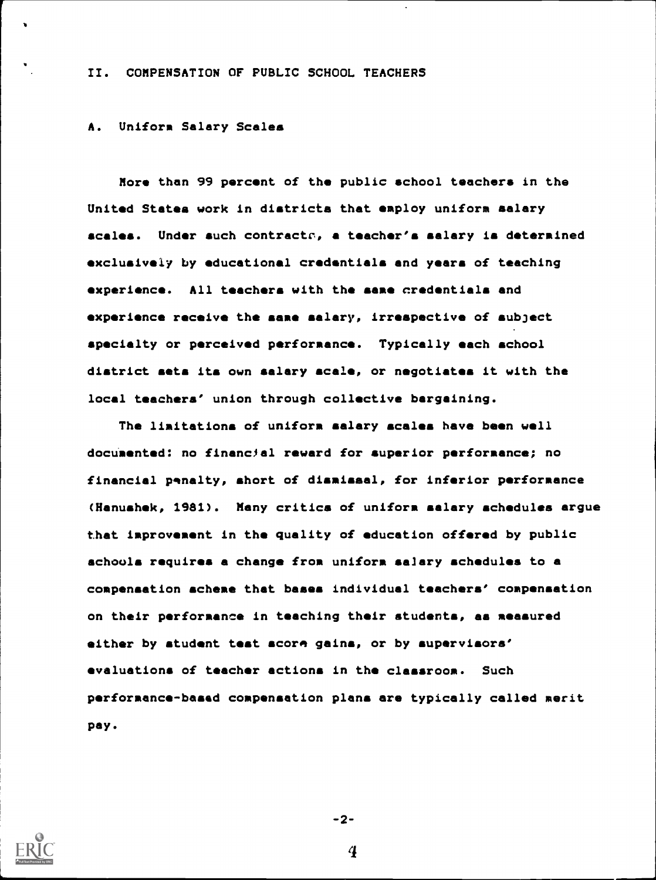## II. COMPENSATION OF PUBLIC SCHOOL TEACHERS

### A. Uniform Salary Scales

More than 99 percent of the public school teachers in the United States work in districts that employ uniform salary scales. Under such contracts, a teacher's salary is determined exclusively by educational credentials and years of teaching experience. All teachers with the same credentials and experience receive the same salary, irrespective of subject specialty or perceived performance. Typically each school district sets its own salary scale, or negotiates it with the local teachers' union through collective bargaining.

The limitations of uniform salary scales have been well documented: no financial reward for superior performance; no financial penalty, short of dismissal, for inferior performance (Hanushek, 1981). Many critics of uniform salary schedules argue that improvement in the quality of education offered by public schools requires a change from uniform salary schedules to a compensation scheme that bases individual teachers' compensation on their performance in teaching their students, as measured either by student test score gains, or by supervisors' evaluations of teacher actions in the classroom. Such performance-based compensation plans are typically called merit pay.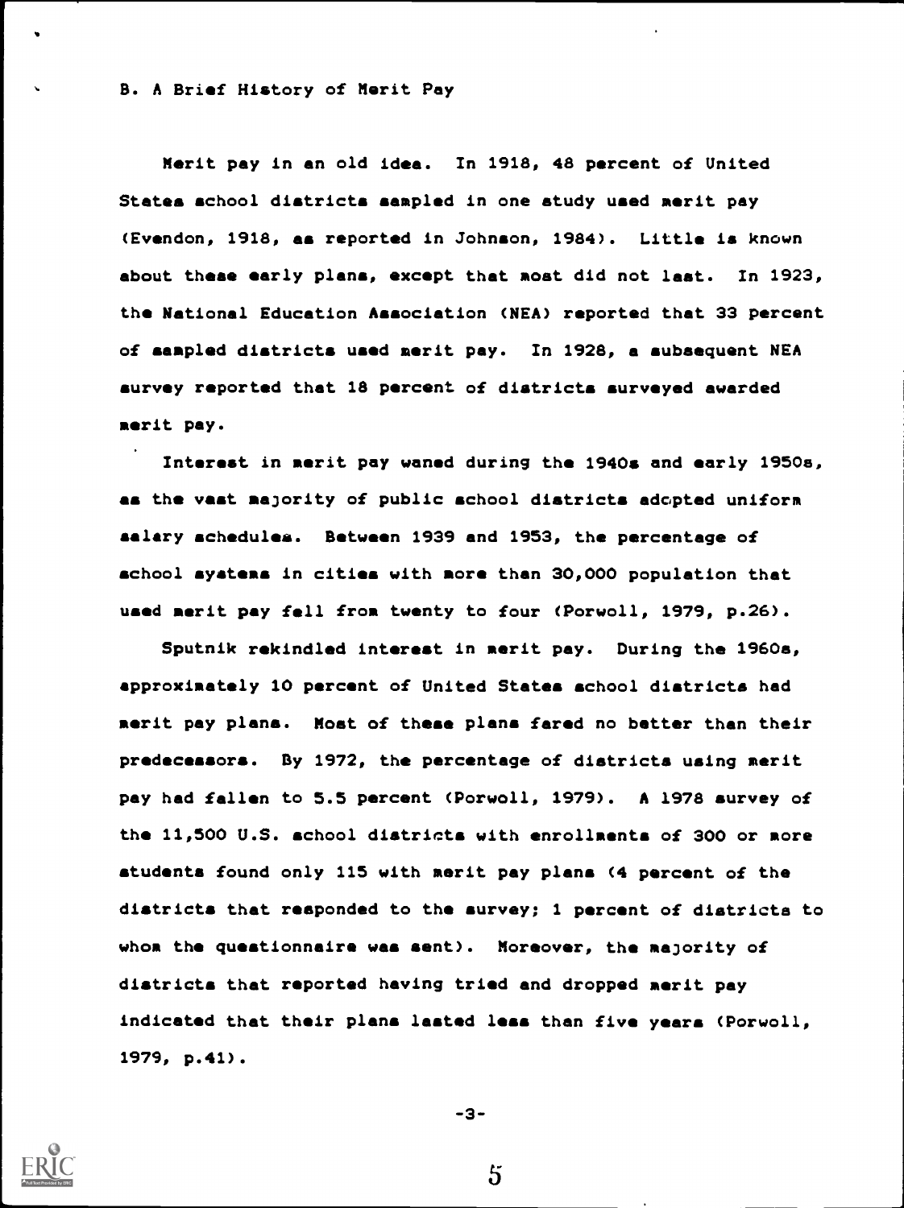## B. A Brief History of Merit Pay

Merit pay in an old idea. In 1918, 48 percent of United States school districts sampled in one study used merit pay (Evendon, 1918, as reported in Johnson, 1984). Little is known about these early plans, except that most did not last. In 1923, the National Education Association (NEA) reported that 33 percent of sampled districts used merit pay. In 1928, a subsequent NEA survey reported that 18 percent of districts surveyed awarded merit pay.

Interest in merit pay waned during the 1940s and early 1950s, as the vast majority of public school districts adopted uniform salary schedules. Between 1939 and 1953, the percentage of school systems in cities with more than 30,000 population that used merit pay fell from twenty to four (Porwoll, 1979, p.26).

Sputnik rekindled interest in merit pay. During the 1960s, approximately 10 percent of United States school districts had merit pay plans. Most of these plans fared no better than their predecessors. By 1972, the percentage of districts using merit pay had fallen to 5.5 percent (Porwoll, 1979). A 1978 survey of the 11,500 U.S. school districts with enrollments of 300 or more students found only 115 with merit pay plans (4 percent of the districts that responded to the survey; 1 percent of districts to whom the questionnaire was sent). Moreover, the majority of districts that reported having tried and dropped merit pay indicated that their plans lasted less than five years (Porwoll, 1979, p.41).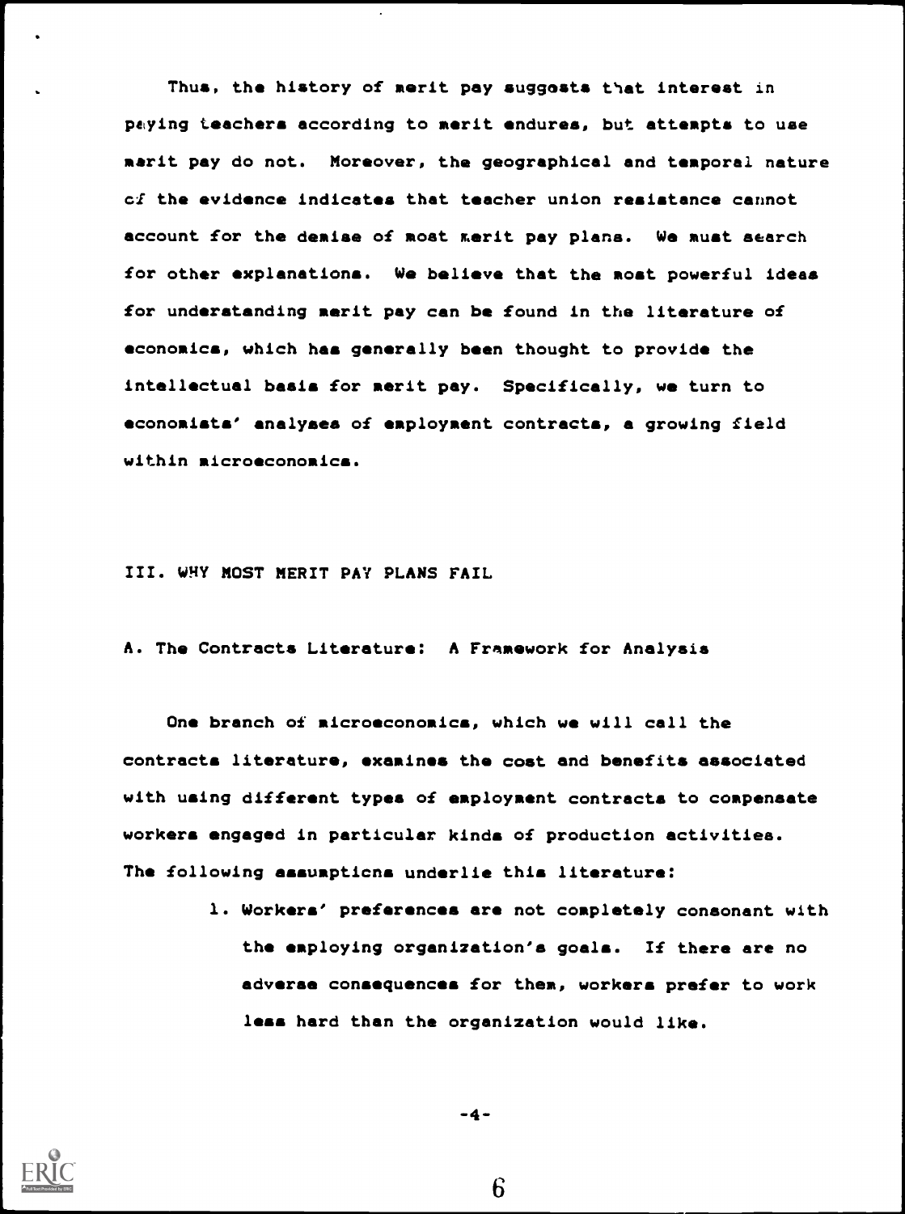Thus, the history of merit pay suggests that interest in paying teachers according to merit endures, but attempts to use merit pay do not. Moreover, the geographical and temporal nature of the evidence indicates that teacher union resistance cannot account for the demise of most merit pay plans. We must search for other explanations. We believe that the most powerful ideas for understanding merit pay can be found in the literature of economics, which has generally been thought to provide the intellectual basis for merit pay. Specifically, we turn to economists' analyses of employment contracts, a growing field within microeconomics.

## III. WHY MOST MERIT PAY PLANS FAIL

### A. The Contracts Literature: A Framework for Analysis

One branch of microeconomics, which we will call the contracts literature, examines the cost and benefits associated with using different types of employment contracts to compensate workers engaged in particular kinds of production activities. The following assumptions underlie this literature:

1. Workers' preferences are not completely consonant with the employing organization's goals. If there are no adverse consequences for them, workers prefer to work less hard than the organization would like.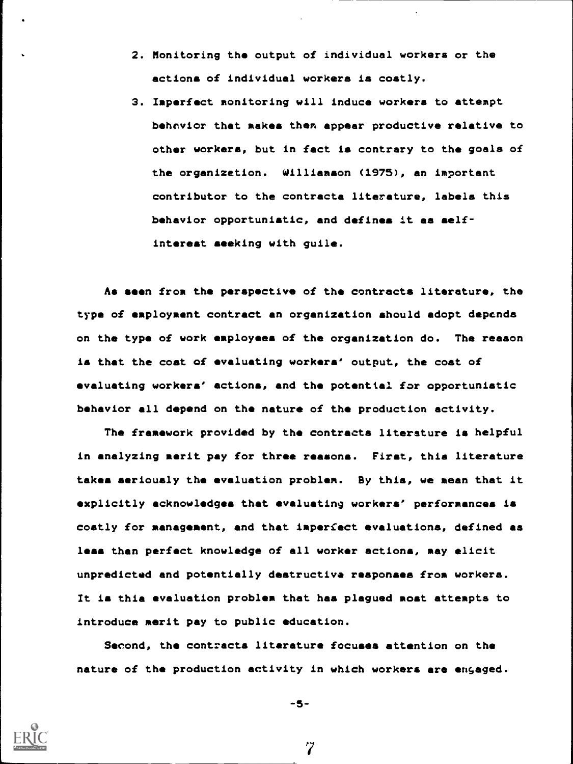2. Monitoring the output of individual workers or the actions of individual workers is costly.
3. Imperfect monitoring will induce workers to attempt behavior that makes them appear productive relative to other workers, but in fact is contrary to the goals of the organization. Williamson (1975), an important contributor to the contracts literature, labels this behavior opportunistic, and defines it as self-interest seeking with guile.

As seen from the perspective of the contracts literature, the type of employment contract an organization should adopt depends on the type of work employees of the organization do. The reason is that the cost of evaluating workers' output, the cost of evaluating workers' actions, and the potential for opportunistic behavior all depend on the nature of the production activity.

The framework provided by the contracts literature is helpful in analyzing merit pay for three reasons. First, this literature takes seriously the evaluation problem. By this, we mean that it explicitly acknowledges that evaluating workers' performances is costly for management, and that imperfect evaluations, defined as less than perfect knowledge of all worker actions, may elicit unpredicted and potentially destructive responses from workers. It is this evaluation problem that has plagued most attempts to introduce merit pay to public education.

Second, the contracts literature focuses attention on the nature of the production activity in which workers are engaged.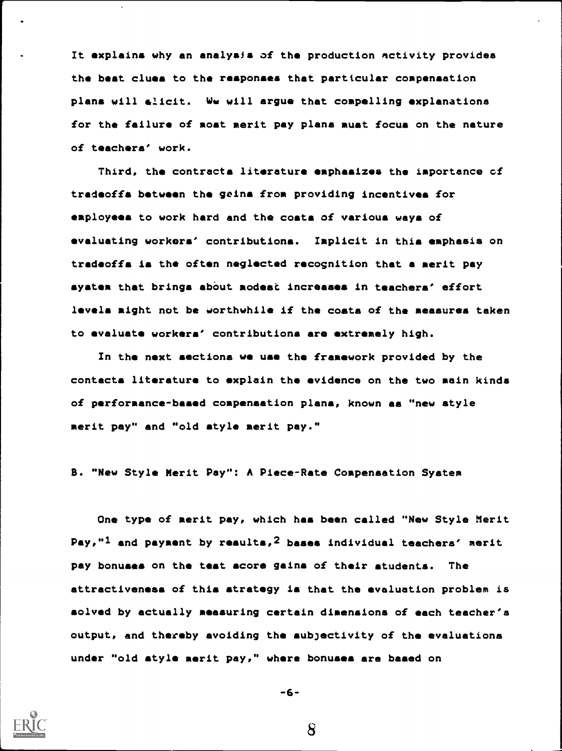It explains why an analysis of the production activity provides the best clues to the responses that particular compensation plans will elicit. We will argue that compelling explanations for the failure of most merit pay plans must focus on the nature of teachers' work.

Third, the contracts literature emphasizes the importance of tradeoffs between the gains from providing incentives for employees to work hard and the costs of various ways of evaluating workers' contributions. Implicit in this emphasis on tradeoffs is the often neglected recognition that a merit pay system that brings about modest increases in teachers' effort levels might not be worthwhile if the costs of the measures taken to evaluate workers' contributions are extremely high.

In the next sections we use the framework provided by the contacts literature to explain the evidence on the two main kinds of performance-based compensation plans, known as "new style merit pay" and "old style merit pay."

## B. "New Style Merit Pay": A Piece-Rate Compensation System

One type of merit pay, which has been called "New Style Merit Pay,"[1] and payment by results,[2] bases individual teachers' merit pay bonuses on the test score gains of their students. The attractiveness of this strategy is that the evaluation problem is solved by actually measuring certain dimensions of each teacher's output, and thereby avoiding the subjectivity of the evaluations under "old style merit pay," where bonuses are based on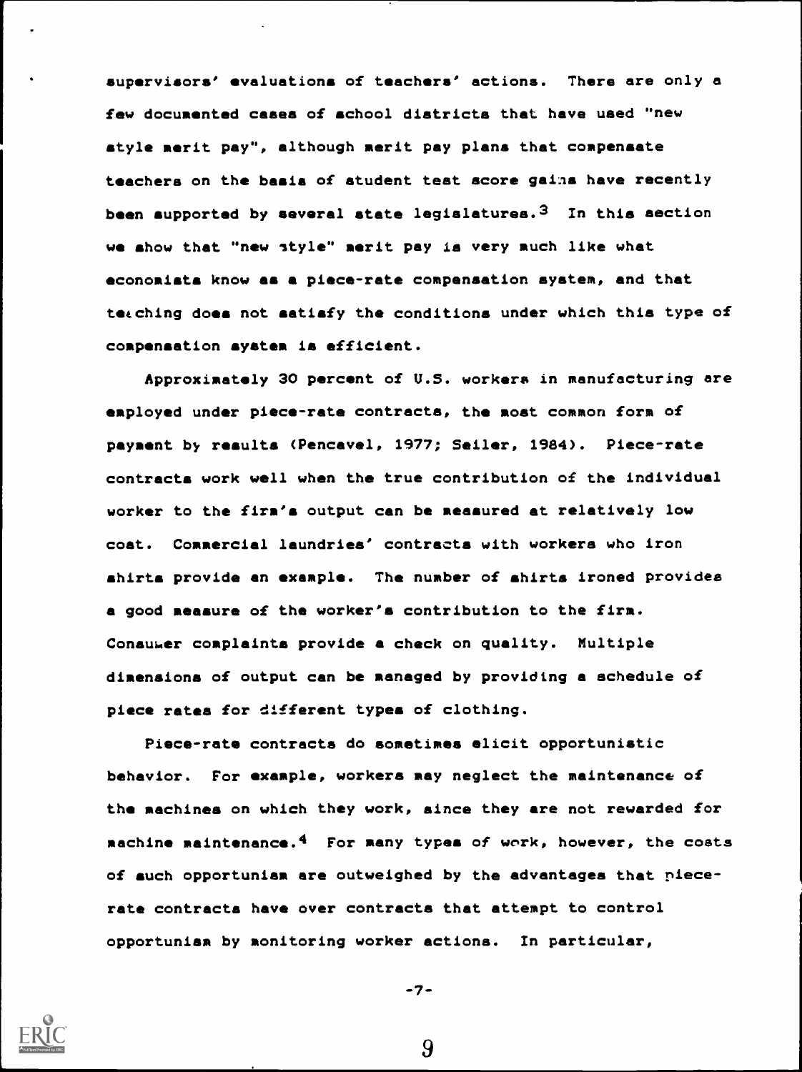supervisors' evaluations of teachers' actions. There are only a few documented cases of school districts that have used "new style merit pay", although merit pay plans that compensate teachers on the basis of student test score gains have recently been supported by several state legislatures.[3] In this section we show that "new style" merit pay is very much like what economists know as a piece-rate compensation system, and that teaching does not satisfy the conditions under which this type of compensation system is efficient.

Approximately 30 percent of U.S. workers in manufacturing are employed under piece-rate contracts, the most common form of payment by results (Pencavel, 1977; Seiler, 1984). Piece-rate contracts work well when the true contribution of the individual worker to the firm's output can be measured at relatively low cost. Commercial laundries' contracts with workers who iron shirts provide an example. The number of shirts ironed provides a good measure of the worker's contribution to the firm. Consumer complaints provide a check on quality. Multiple dimensions of output can be managed by providing a schedule of piece rates for different types of clothing.

Piece-rate contracts do sometimes elicit opportunistic behavior. For example, workers may neglect the maintenance of the machines on which they work, since they are not rewarded for machine maintenance.[4] For many types of work, however, the costs of such opportunism are outweighed by the advantages that piece-rate contracts have over contracts that attempt to control opportunism by monitoring worker actions. In particular,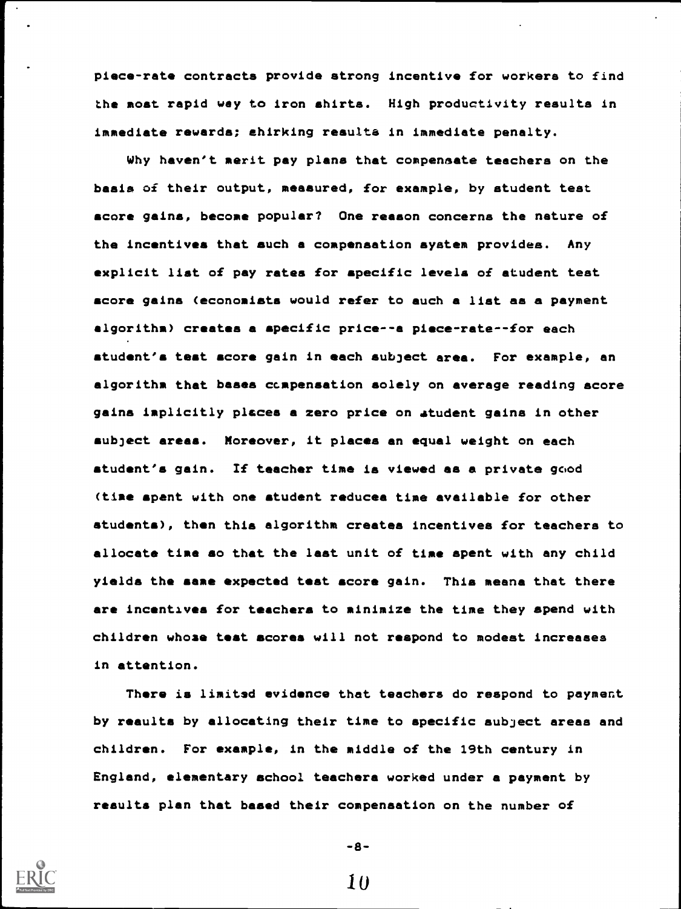piece-rate contracts provide strong incentive for workers to find the most rapid way to iron shirts. High productivity results in immediate rewards; shirking results in immediate penalty.

Why haven't merit pay plans that compensate teachers on the basis of their output, measured, for example, by student test score gains, become popular? One reason concerns the nature of the incentives that such a compensation system provides. Any explicit list of pay rates for specific levels of student test score gains (economists would refer to such a list as a payment algorithm) creates a specific price--a piece-rate--for each student's test score gain in each subject area. For example, an algorithm that bases compensation solely on average reading score gains implicitly places a zero price on student gains in other subject areas. Moreover, it places an equal weight on each student's gain. If teacher time is viewed as a private good (time spent with one student reduces time available for other students), then this algorithm creates incentives for teachers to allocate time so that the last unit of time spent with any child yields the same expected test score gain. This means that there are incentives for teachers to minimize the time they spend with children whose test scores will not respond to modest increases in attention.

There is limited evidence that teachers do respond to payment by results by allocating their time to specific subject areas and children. For example, in the middle of the 19th century in England, elementary school teachers worked under a payment by results plan that based their compensation on the number of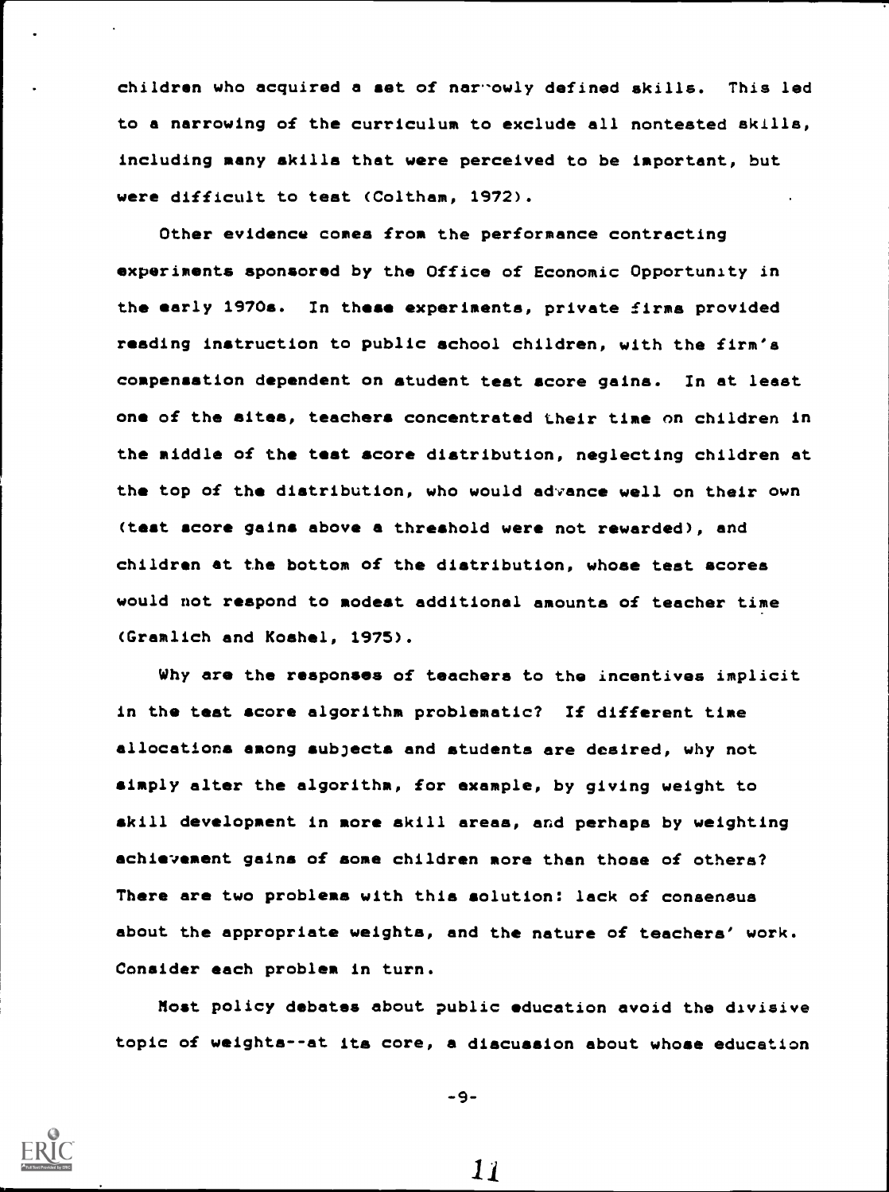children who acquired a set of narrowly defined skills. This led to a narrowing of the curriculum to exclude all nontested skills, including many skills that were perceived to be important, but were difficult to test (Coltham, 1972).

Other evidence comes from the performance contracting experiments sponsored by the Office of Economic Opportunity in the early 1970s. In these experiments, private firms provided reading instruction to public school children, with the firm's compensation dependent on student test score gains. In at least one of the sites, teachers concentrated their time on children in the middle of the test score distribution, neglecting children at the top of the distribution, who would advance well on their own (test score gains above a threshold were not rewarded), and children at the bottom of the distribution, whose test scores would not respond to modest additional amounts of teacher time (Gramlich and Koshel, 1975).

Why are the responses of teachers to the incentives implicit in the test score algorithm problematic? If different time allocations among subjects and students are desired, why not simply alter the algorithm, for example, by giving weight to skill development in more skill areas, and perhaps by weighting achievement gains of some children more than those of others? There are two problems with this solution: lack of consensus about the appropriate weights, and the nature of teachers' work. Consider each problem in turn.

Most policy debates about public education avoid the divisive topic of weights--at its core, a discussion about whose education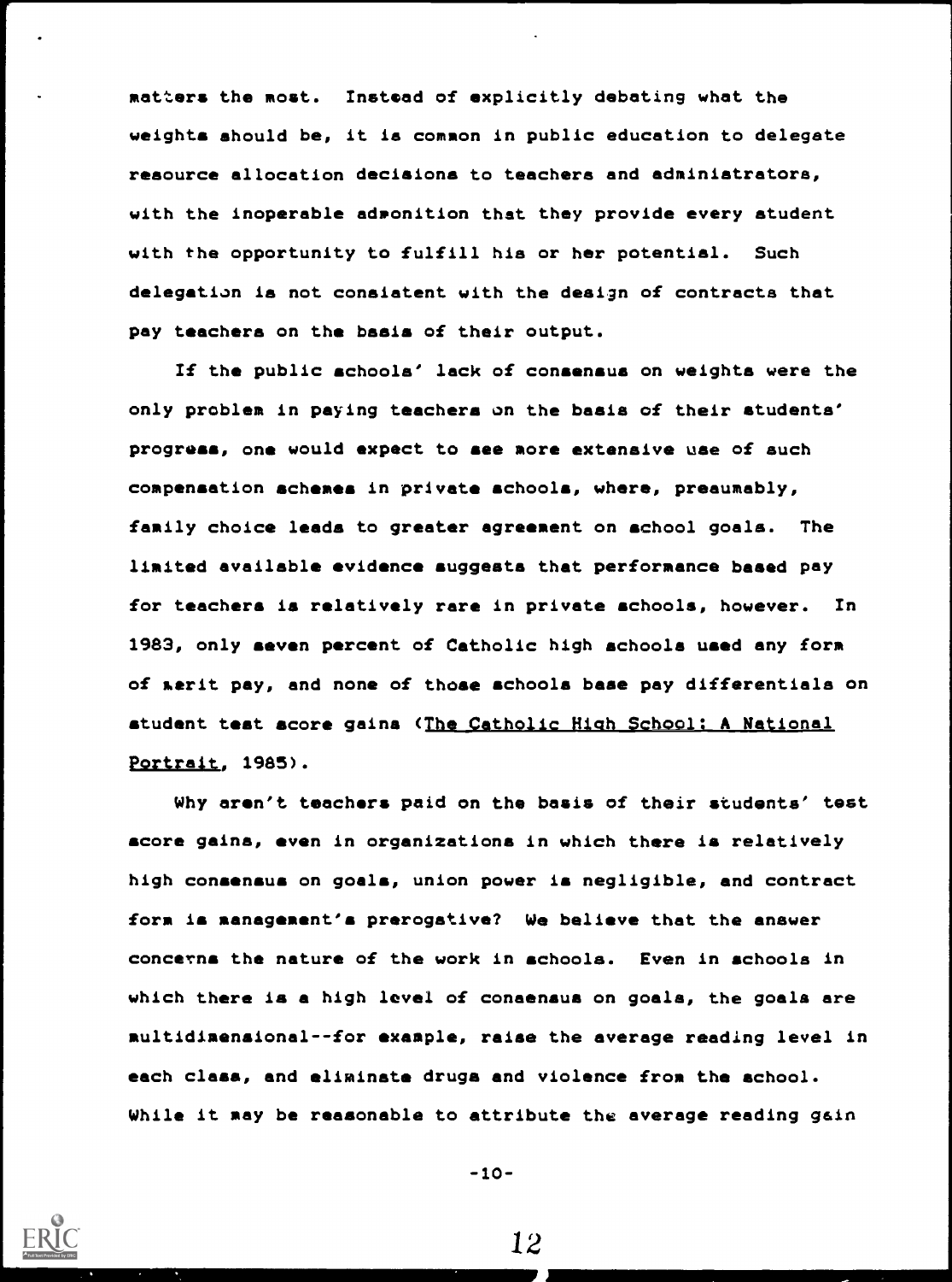matters the most. Instead of explicitly debating what the weights should be, it is common in public education to delegate resource allocation decisions to teachers and administrators, with the inoperable admonition that they provide every student with the opportunity to fulfill his or her potential. Such delegation is not consistent with the design of contracts that pay teachers on the basis of their output.

If the public schools' lack of consensus on weights were the only problem in paying teachers on the basis of their students' progress, one would expect to see more extensive use of such compensation schemes in private schools, where, presumably, family choice leads to greater agreement on school goals. The limited available evidence suggests that performance based pay for teachers is relatively rare in private schools, however. In 1983, only seven percent of Catholic high schools used any form of merit pay, and none of those schools base pay differentials on student test score gains (<u>The Catholic High School: A National Portrait</u>, 1985).

Why aren't teachers paid on the basis of their students' test score gains, even in organizations in which there is relatively high consensus on goals, union power is negligible, and contract form is management's prerogative? We believe that the answer concerns the nature of the work in schools. Even in schools in which there is a high level of consensus on goals, the goals are multidimensional--for example, raise the average reading level in each class, and eliminate drugs and violence from the school. While it may be reasonable to attribute the average reading gain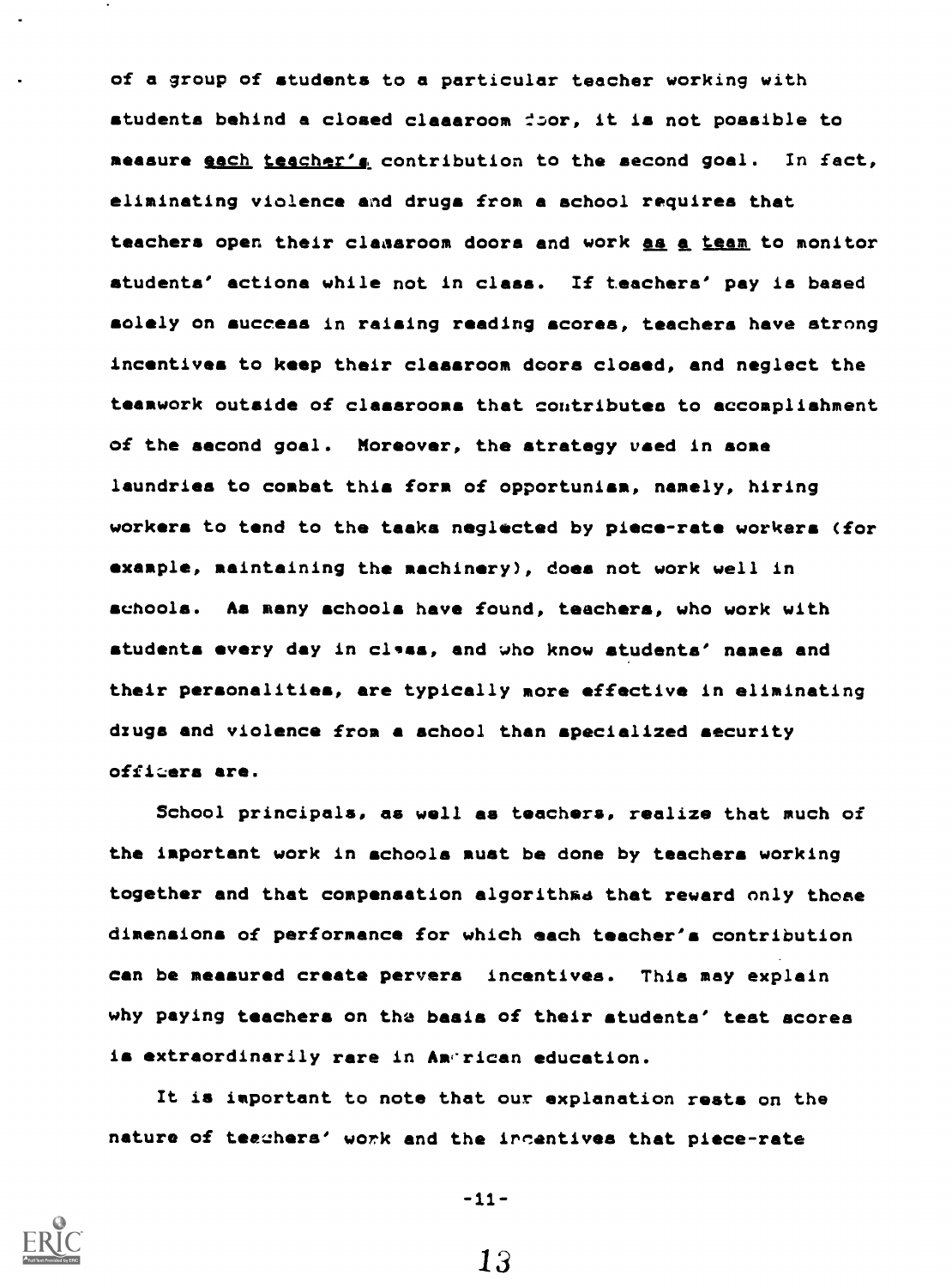of a group of students to a particular teacher working with students behind a closed classroom door, it is not possible to measure _each teacher's_ contribution to the second goal. In fact, eliminating violence and drugs from a school requires that teachers open their classroom doors and work _as a team_ to monitor students' actions while not in class. If teachers' pay is based solely on success in raising reading scores, teachers have strong incentives to keep their classroom doors closed, and neglect the teamwork outside of classrooms that contributes to accomplishment of the second goal. Moreover, the strategy used in some laundries to combat this form of opportunism, namely, hiring workers to tend to the tasks neglected by piece-rate workers (for example, maintaining the machinery), does not work well in schools. As many schools have found, teachers, who work with students every day in class, and who know students' names and their personalities, are typically more effective in eliminating drugs and violence from a school than specialized security officers are.

School principals, as well as teachers, realize that much of the important work in schools must be done by teachers working together and that compensation algorithms that reward only those dimensions of performance for which each teacher's contribution can be measured create pervers incentives. This may explain why paying teachers on the basis of their students' test scores is extraordinarily rare in American education.

It is important to note that our explanation rests on the nature of teachers' work and the incentives that piece-rate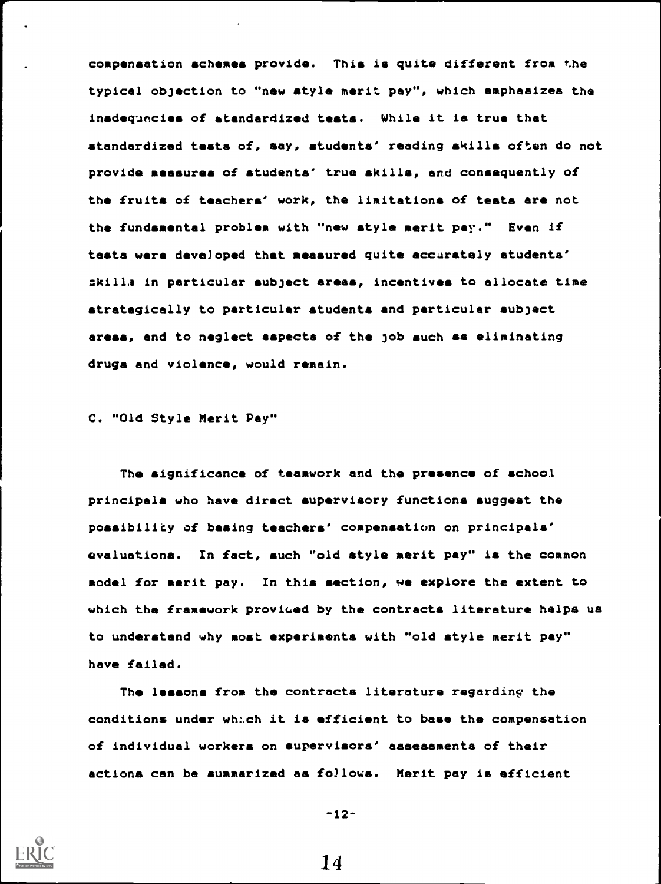compensation schemes provide. This is quite different from the typical objection to "new style merit pay", which emphasizes the inadequacies of standardized tests. While it is true that standardized tests of, say, students' reading skills often do not provide measures of students' true skills, and consequently of the fruits of teachers' work, the limitations of tests are not the fundamental problem with "new style merit pay." Even if tests were developed that measured quite accurately students' skills in particular subject areas, incentives to allocate time strategically to particular students and particular subject areas, and to neglect aspects of the job such as eliminating drugs and violence, would remain.

### C. "Old Style Merit Pay"

The significance of teamwork and the presence of school principals who have direct supervisory functions suggest the possibility of basing teachers' compensation on principals' evaluations. In fact, such "old style merit pay" is the common model for merit pay. In this section, we explore the extent to which the framework provided by the contracts literature helps us to understand why most experiments with "old style merit pay" have failed.

The lessons from the contracts literature regarding the conditions under which it is efficient to base the compensation of individual workers on supervisors' assessments of their actions can be summarized as follows. Merit pay is efficient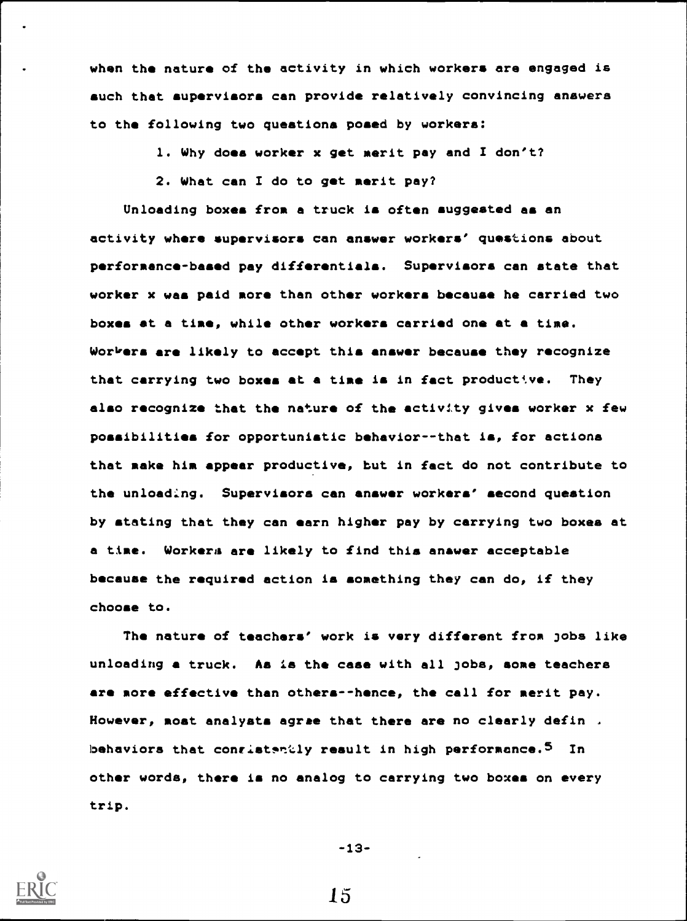when the nature of the activity in which workers are engaged is such that supervisors can provide relatively convincing answers to the following two questions posed by workers:

1. Why does worker x get merit pay and I don't?
2. What can I do to get merit pay?

Unloading boxes from a truck is often suggested as an activity where supervisors can answer workers' questions about performance-based pay differentials. Supervisors can state that worker x was paid more than other workers because he carried two boxes at a time, while other workers carried one at a time. Workers are likely to accept this answer because they recognize that carrying two boxes at a time is in fact productive. They also recognize that the nature of the activity gives worker x few possibilities for opportunistic behavior--that is, for actions that make him appear productive, but in fact do not contribute to the unloading. Supervisors can answer workers' second question by stating that they can earn higher pay by carrying two boxes at a time. Workers are likely to find this answer acceptable because the required action is something they can do, if they choose to.

The nature of teachers' work is very different from jobs like unloading a truck. As is the case with all jobs, some teachers are more effective than others--hence, the call for merit pay. However, most analysts agree that there are no clearly defin . behaviors that consistently result in high performance.[5] In other words, there is no analog to carrying two boxes on every trip.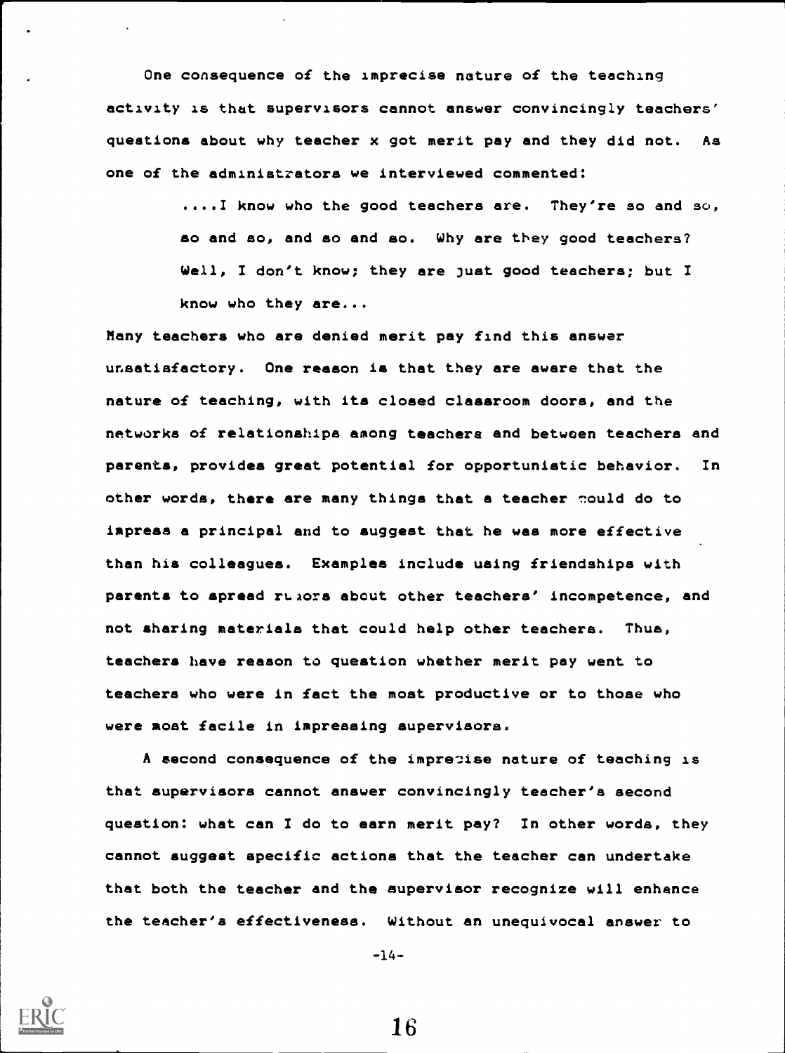One consequence of the imprecise nature of the teaching activity is that supervisors cannot answer convincingly teachers' questions about why teacher x got merit pay and they did not. As one of the administrators we interviewed commented:

> ....I know who the good teachers are. They're so and so, so and so, and so and so. Why are they good teachers? Well, I don't know; they are just good teachers; but I know who they are...

Many teachers who are denied merit pay find this answer unsatisfactory. One reason is that they are aware that the nature of teaching, with its closed classroom doors, and the networks of relationships among teachers and between teachers and parents, provides great potential for opportunistic behavior. In other words, there are many things that a teacher could do to impress a principal and to suggest that he was more effective than his colleagues. Examples include using friendships with parents to spread rumors about other teachers' incompetence, and not sharing materials that could help other teachers. Thus, teachers have reason to question whether merit pay went to teachers who were in fact the most productive or to those who were most facile in impressing supervisors.

A second consequence of the imprecise nature of teaching is that supervisors cannot answer convincingly teacher's second question: what can I do to earn merit pay? In other words, they cannot suggest specific actions that the teacher can undertake that both the teacher and the supervisor recognize will enhance the teacher's effectiveness. Without an unequivocal answer to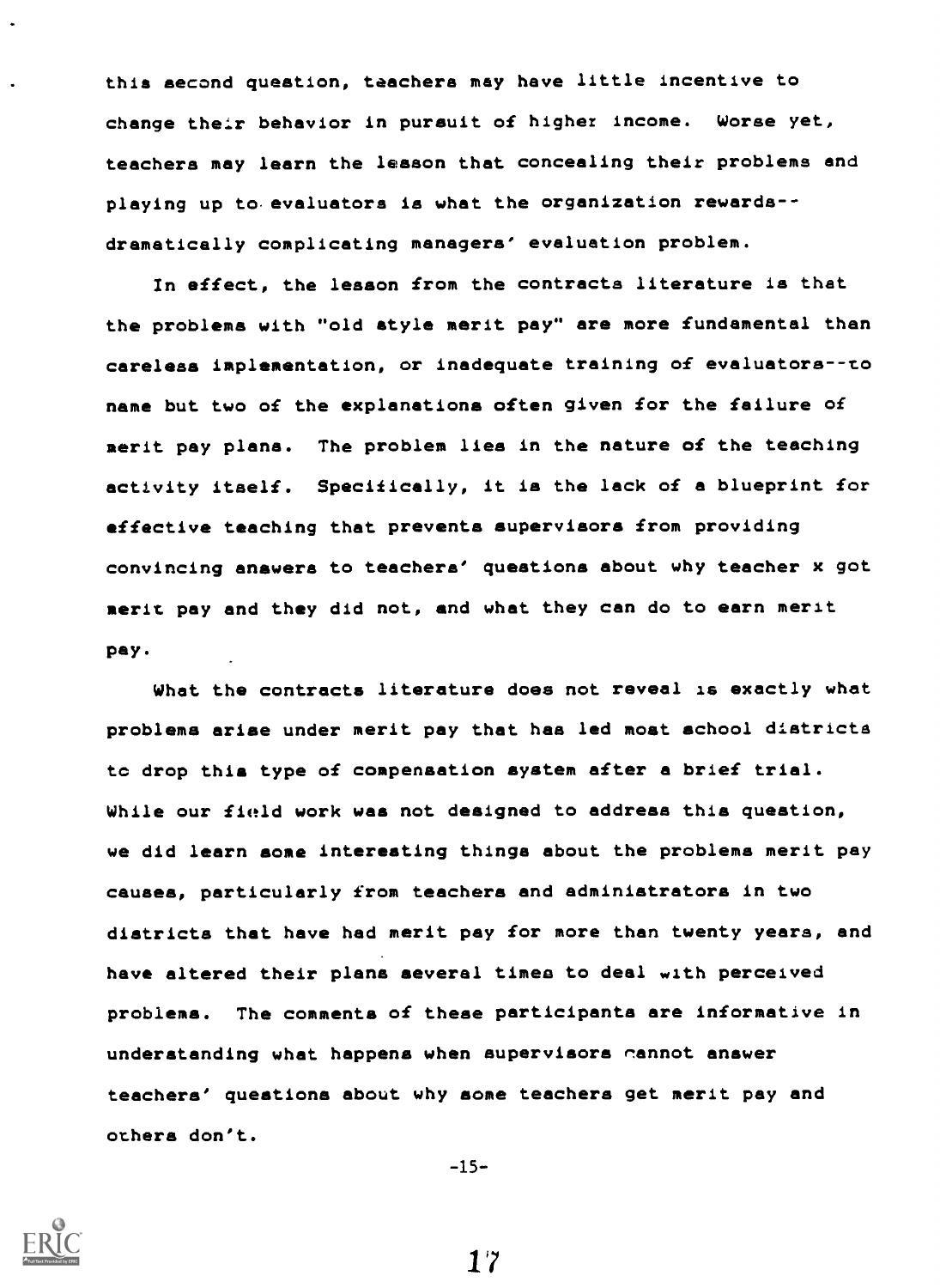this second question, teachers may have little incentive to change their behavior in pursuit of higher income. Worse yet, teachers may learn the lesson that concealing their problems and playing up to evaluators is what the organization rewards--dramatically complicating managers' evaluation problem.

In effect, the lesson from the contracts literature is that the problems with "old style merit pay" are more fundamental than careless implementation, or inadequate training of evaluators--to name but two of the explanations often given for the failure of merit pay plans. The problem lies in the nature of the teaching activity itself. Specifically, it is the lack of a blueprint for effective teaching that prevents supervisors from providing convincing answers to teachers' questions about why teacher x got merit pay and they did not, and what they can do to earn merit pay.

What the contracts literature does not reveal is exactly what problems arise under merit pay that has led most school districts to drop this type of compensation system after a brief trial. While our field work was not designed to address this question, we did learn some interesting things about the problems merit pay causes, particularly from teachers and administrators in two districts that have had merit pay for more than twenty years, and have altered their plans several times to deal with perceived problems. The comments of these participants are informative in understanding what happens when supervisors cannot answer teachers' questions about why some teachers get merit pay and others don't.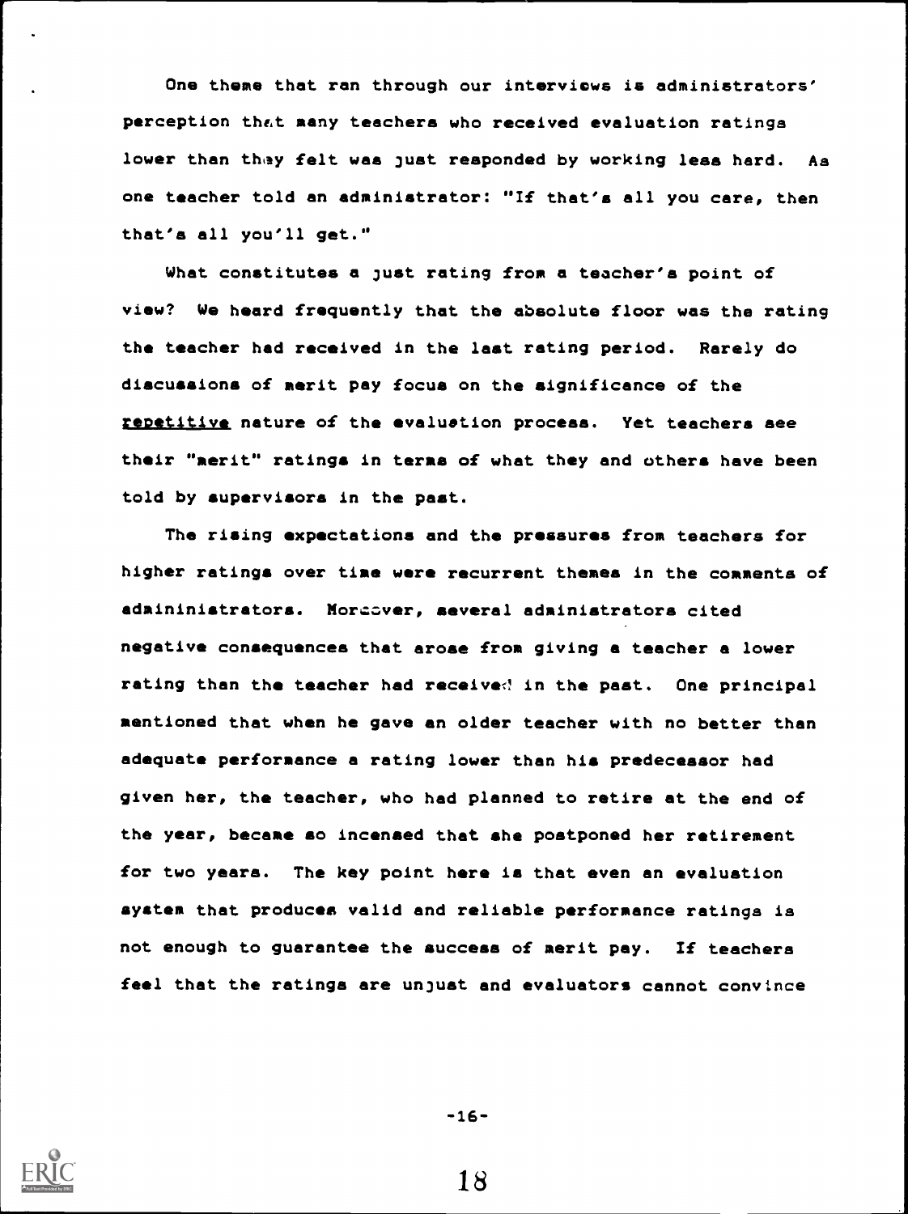One theme that ran through our interviews is administrators' perception that many teachers who received evaluation ratings lower than they felt was just responded by working less hard. As one teacher told an administrator: "If that's all you care, then that's all you'll get."

What constitutes a just rating from a teacher's point of view? We heard frequently that the absolute floor was the rating the teacher had received in the last rating period. Rarely do discussions of merit pay focus on the significance of the <u>repetitive</u> nature of the evaluation process. Yet teachers see their "merit" ratings in terms of what they and others have been told by supervisors in the past.

The rising expectations and the pressures from teachers for higher ratings over time were recurrent themes in the comments of admininistrators. Moreover, several administrators cited negative consequences that arose from giving a teacher a lower rating than the teacher had received in the past. One principal mentioned that when he gave an older teacher with no better than adequate performance a rating lower than his predecessor had given her, the teacher, who had planned to retire at the end of the year, became so incensed that she postponed her retirement for two years. The key point here is that even an evaluation system that produces valid and reliable performance ratings is not enough to guarantee the success of merit pay. If teachers feel that the ratings are unjust and evaluators cannot convince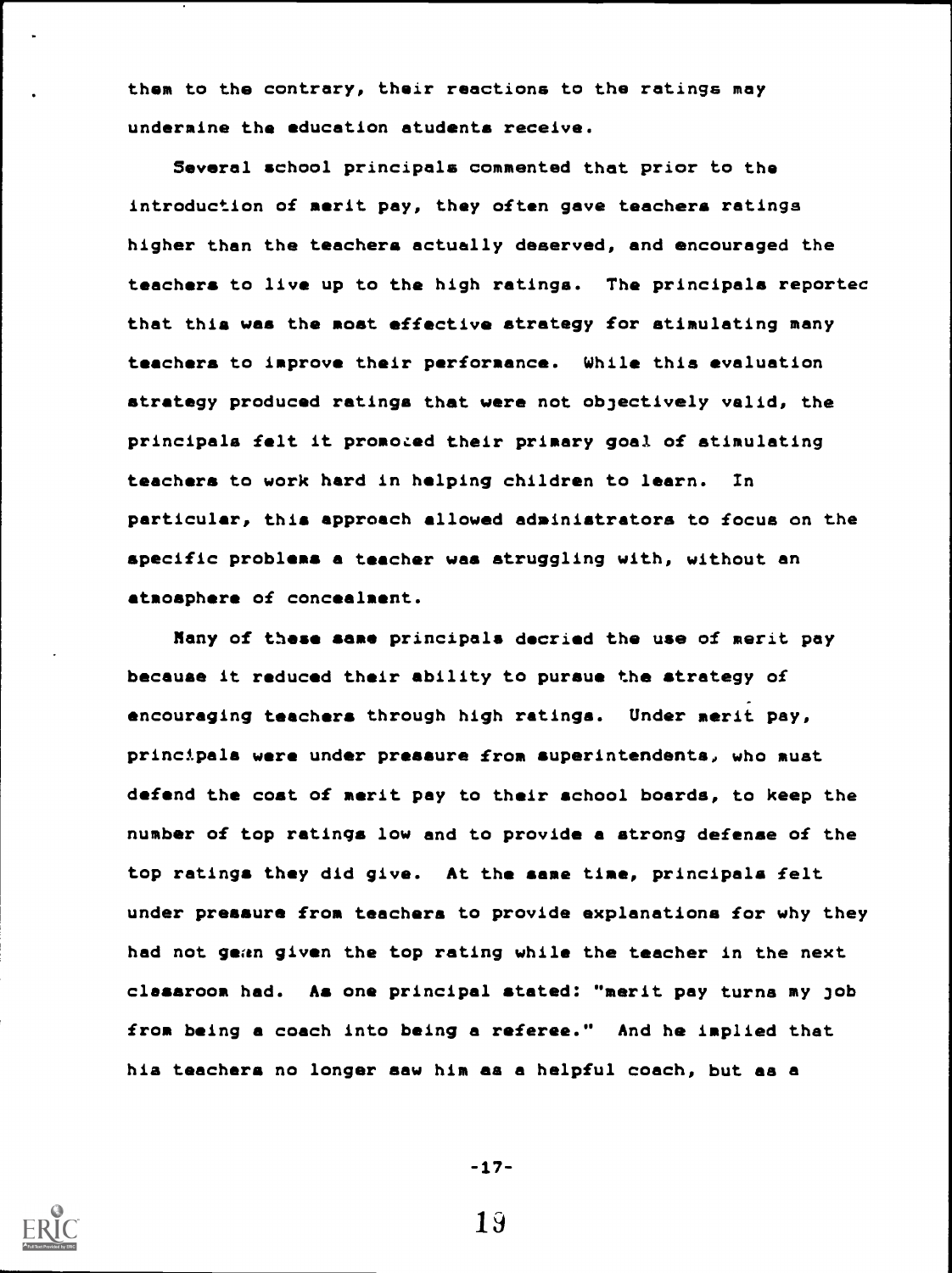them to the contrary, their reactions to the ratings may undermine the education students receive.

Several school principals commented that prior to the introduction of merit pay, they often gave teachers ratings higher than the teachers actually deserved, and encouraged the teachers to live up to the high ratings. The principals reported that this was the most effective strategy for stimulating many teachers to improve their performance. While this evaluation strategy produced ratings that were not objectively valid, the principals felt it promoted their primary goal of stimulating teachers to work hard in helping children to learn. In particular, this approach allowed administrators to focus on the specific problems a teacher was struggling with, without an atmosphere of concealment.

Many of these same principals decried the use of merit pay because it reduced their ability to pursue the strategy of encouraging teachers through high ratings. Under merit pay, principals were under pressure from superintendents, who must defend the cost of merit pay to their school boards, to keep the number of top ratings low and to provide a strong defense of the top ratings they did give. At the same time, principals felt under pressure from teachers to provide explanations for why they had not been given the top rating while the teacher in the next classroom had. As one principal stated: "merit pay turns my job from being a coach into being a referee." And he implied that his teachers no longer saw him as a helpful coach, but as a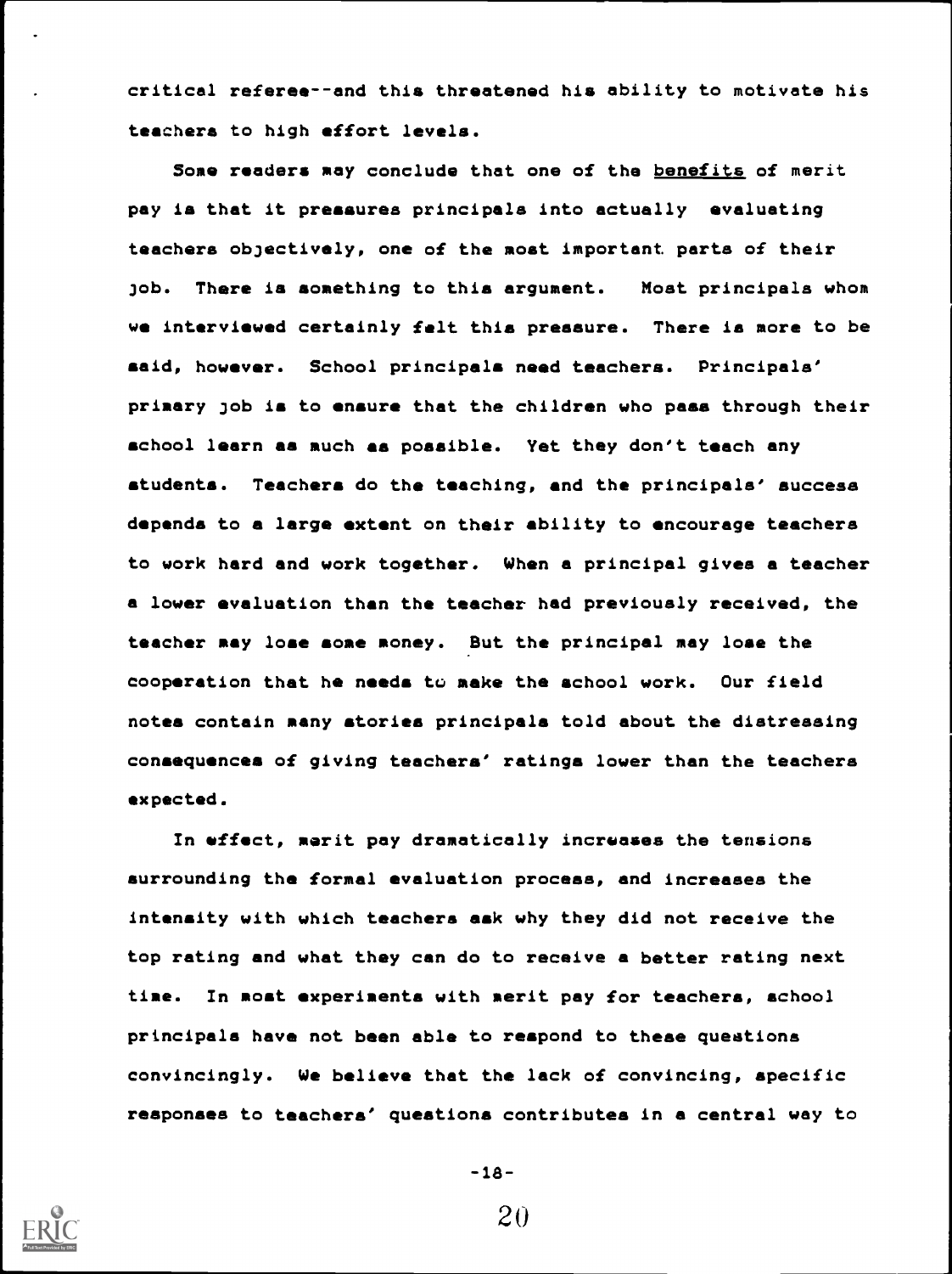critical referee--and this threatened his ability to motivate his teachers to high effort levels.

Some readers may conclude that one of the benefits of merit pay is that it pressures principals into actually evaluating teachers objectively, one of the most important parts of their job. There is something to this argument. Most principals whom we interviewed certainly felt this pressure. There is more to be said, however. School principals need teachers. Principals' primary job is to ensure that the children who pass through their school learn as much as possible. Yet they don't teach any students. Teachers do the teaching, and the principals' success depends to a large extent on their ability to encourage teachers to work hard and work together. When a principal gives a teacher a lower evaluation than the teacher had previously received, the teacher may lose some money. But the principal may lose the cooperation that he needs to make the school work. Our field notes contain many stories principals told about the distressing consequences of giving teachers' ratings lower than the teachers expected.

In effect, merit pay dramatically increases the tensions surrounding the formal evaluation process, and increases the intensity with which teachers ask why they did not receive the top rating and what they can do to receive a better rating next time. In most experiments with merit pay for teachers, school principals have not been able to respond to these questions convincingly. We believe that the lack of convincing, specific responses to teachers' questions contributes in a central way to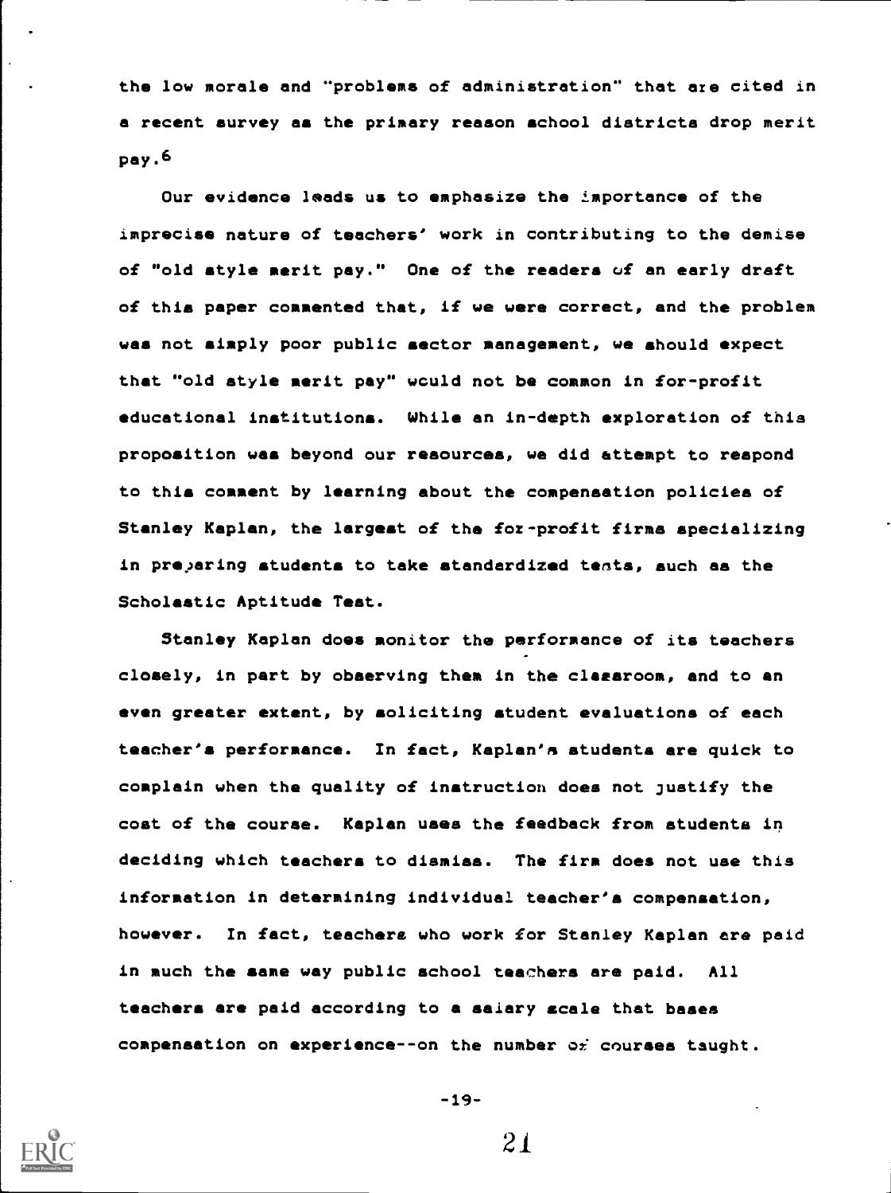the low morale and "problems of administration" that are cited in a recent survey as the primary reason school districts drop merit pay.[6]

Our evidence leads us to emphasize the importance of the imprecise nature of teachers' work in contributing to the demise of "old style merit pay." One of the readers of an early draft of this paper commented that, if we were correct, and the problem was not simply poor public sector management, we should expect that "old style merit pay" would not be common in for-profit educational institutions. While an in-depth exploration of this proposition was beyond our resources, we did attempt to respond to this comment by learning about the compensation policies of Stanley Kaplan, the largest of the for-profit firms specializing in preparing students to take standardized tests, such as the Scholastic Aptitude Test.

Stanley Kaplan does monitor the performance of its teachers closely, in part by observing them in the classroom, and to an even greater extent, by soliciting student evaluations of each teacher's performance. In fact, Kaplan's students are quick to complain when the quality of instruction does not justify the cost of the course. Kaplan uses the feedback from students in deciding which teachers to dismiss. The firm does not use this information in determining individual teacher's compensation, however. In fact, teachers who work for Stanley Kaplan are paid in much the same way public school teachers are paid. All teachers are paid according to a salary scale that bases compensation on experience--on the number of courses taught.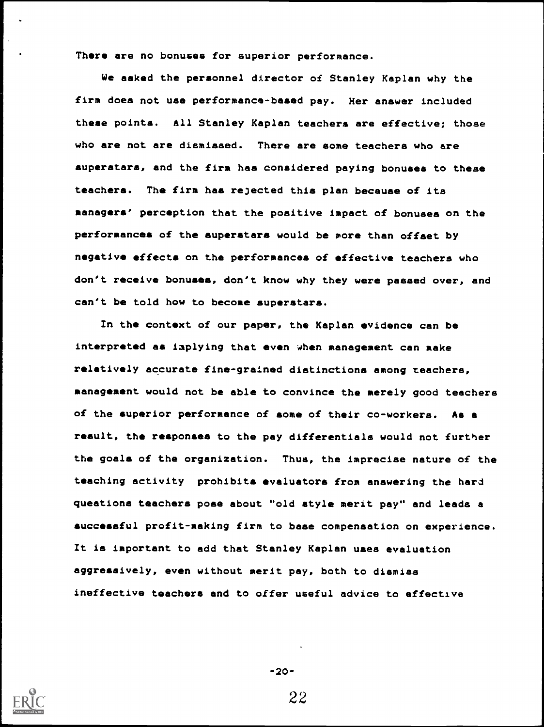There are no bonuses for superior performance.

We asked the personnel director of Stanley Kaplan why the firm does not use performance-based pay. Her answer included these points. All Stanley Kaplan teachers are effective; those who are not are dismissed. There are some teachers who are superstars, and the firm has considered paying bonuses to these teachers. The firm has rejected this plan because of its managers' perception that the positive impact of bonuses on the performances of the superstars would be more than offset by negative effects on the performances of effective teachers who don't receive bonuses, don't know why they were passed over, and can't be told how to become superstars.

In the context of our paper, the Kaplan evidence can be interpreted as implying that even when management can make relatively accurate fine-grained distinctions among teachers, management would not be able to convince the merely good teachers of the superior performance of some of their co-workers. As a result, the responses to the pay differentials would not further the goals of the organization. Thus, the imprecise nature of the teaching activity prohibits evaluators from answering the hard questions teachers pose about "old style merit pay" and leads a successful profit-making firm to base compensation on experience. It is important to add that Stanley Kaplan uses evaluation aggressively, even without merit pay, both to dismiss ineffective teachers and to offer useful advice to effective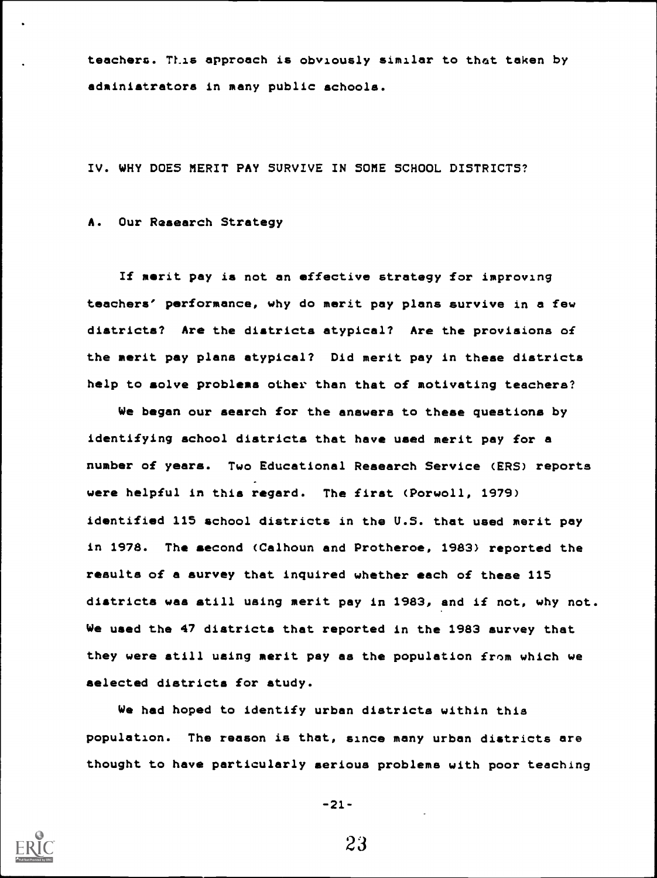teachers. This approach is obviously similar to that taken by administrators in many public schools.

## IV. WHY DOES MERIT PAY SURVIVE IN SOME SCHOOL DISTRICTS?

### A. Our Research Strategy

If merit pay is not an effective strategy for improving teachers' performance, why do merit pay plans survive in a few districts? Are the districts atypical? Are the provisions of the merit pay plans atypical? Did merit pay in these districts help to solve problems other than that of motivating teachers?

We began our search for the answers to these questions by identifying school districts that have used merit pay for a number of years. Two Educational Research Service (ERS) reports were helpful in this regard. The first (Porwoll, 1979) identified 115 school districts in the U.S. that used merit pay in 1978. The second (Calhoun and Protheroe, 1983) reported the results of a survey that inquired whether each of these 115 districts was still using merit pay in 1983, and if not, why not. We used the 47 districts that reported in the 1983 survey that they were still using merit pay as the population from which we selected districts for study.

We had hoped to identify urban districts within this population. The reason is that, since many urban districts are thought to have particularly serious problems with poor teaching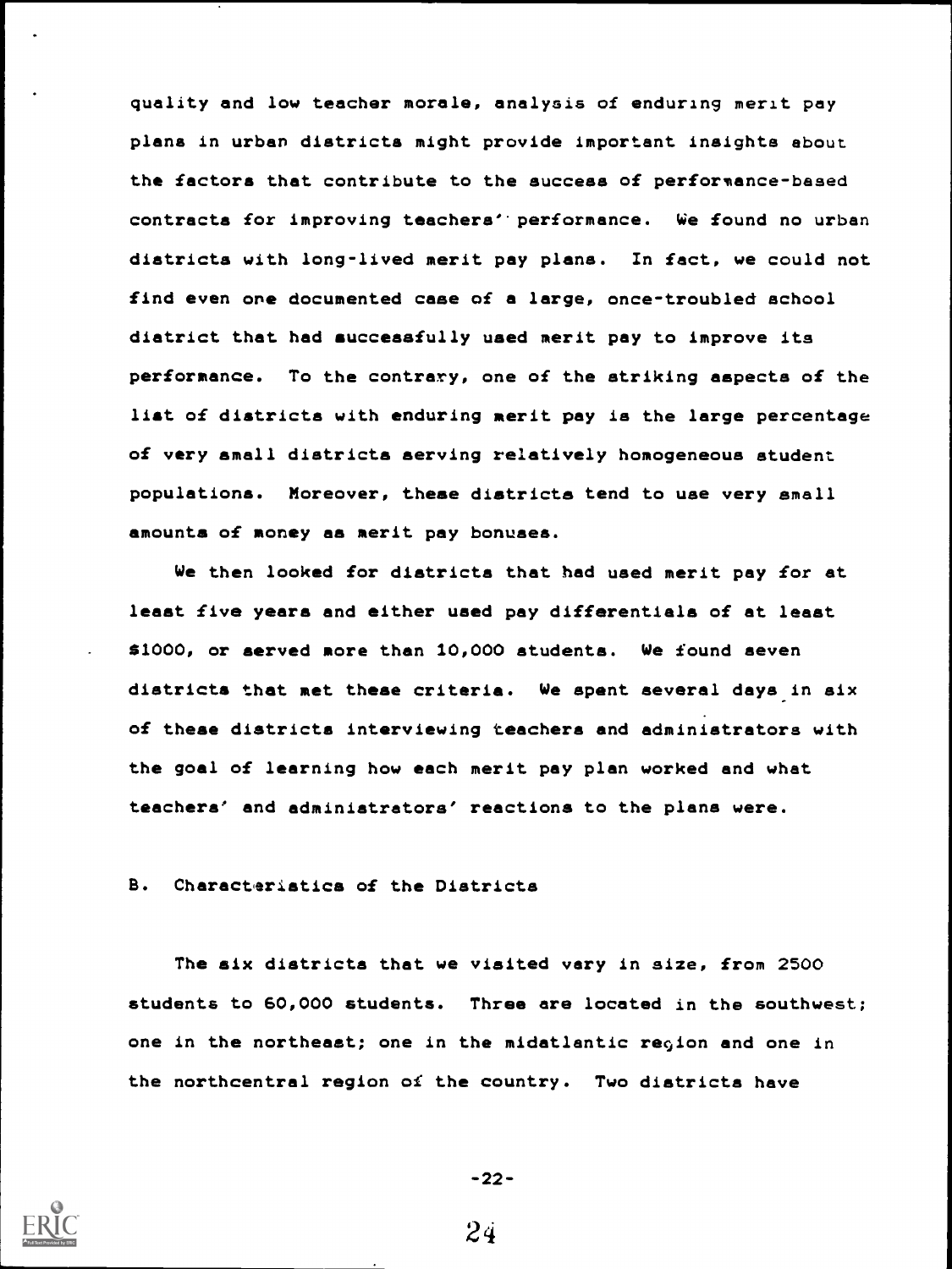quality and low teacher morale, analysis of enduring merit pay plans in urban districts might provide important insights about the factors that contribute to the success of performance-based contracts for improving teachers' performance. We found no urban districts with long-lived merit pay plans. In fact, we could not find even one documented case of a large, once-troubled school district that had successfully used merit pay to improve its performance. To the contrary, one of the striking aspects of the list of districts with enduring merit pay is the large percentage of very small districts serving relatively homogeneous student populations. Moreover, these districts tend to use very small amounts of money as merit pay bonuses.

We then looked for districts that had used merit pay for at least five years and either used pay differentials of at least $1000, or served more than 10,000 students. We found seven districts that met these criteria. We spent several days in six of these districts interviewing teachers and administrators with the goal of learning how each merit pay plan worked and what teachers' and administrators' reactions to the plans were.

## B. Characteristics of the Districts

The six districts that we visited vary in size, from 2500 students to 60,000 students. Three are located in the southwest; one in the northeast; one in the midatlantic region and one in the northcentral region of the country. Two districts have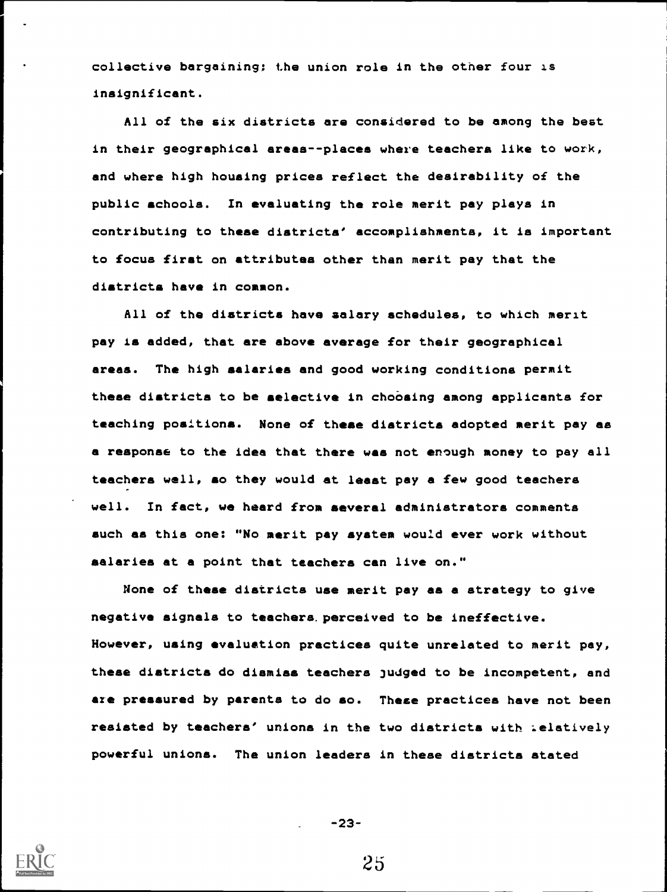collective bargaining; the union role in the other four is insignificant.

All of the six districts are considered to be among the best in their geographical areas--places where teachers like to work, and where high housing prices reflect the desirability of the public schools. In evaluating the role merit pay plays in contributing to these districts' accomplishments, it is important to focus first on attributes other than merit pay that the districts have in common.

All of the districts have salary schedules, to which merit pay is added, that are above average for their geographical areas. The high salaries and good working conditions permit these districts to be selective in choosing among applicants for teaching positions. None of these districts adopted merit pay as a response to the idea that there was not enough money to pay all teachers well, so they would at least pay a few good teachers well. In fact, we heard from several administrators comments such as this one: "No merit pay system would ever work without salaries at a point that teachers can live on."

None of these districts use merit pay as a strategy to give negative signals to teachers perceived to be ineffective. However, using evaluation practices quite unrelated to merit pay, these districts do dismiss teachers judged to be incompetent, and are pressured by parents to do so. These practices have not been resisted by teachers' unions in the two districts with relatively powerful unions. The union leaders in these districts stated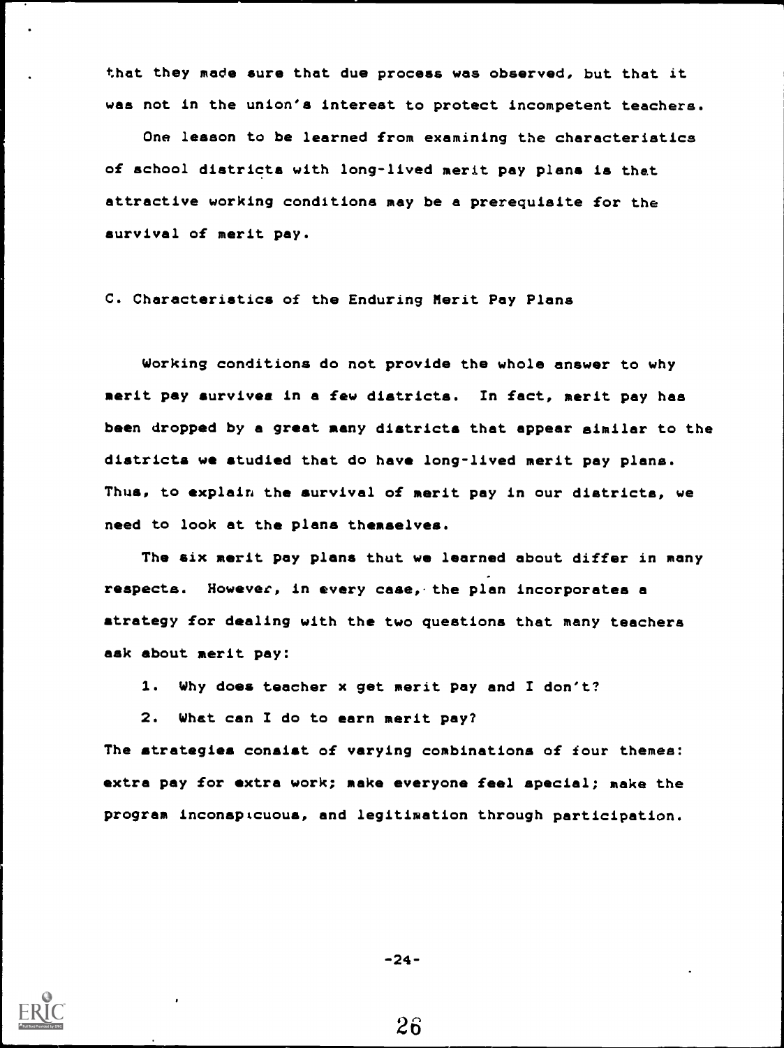that they made sure that due process was observed, but that it was not in the union's interest to protect incompetent teachers.

One lesson to be learned from examining the characteristics of school districts with long-lived merit pay plans is that attractive working conditions may be a prerequisite for the survival of merit pay.

### C. Characteristics of the Enduring Merit Pay Plans

Working conditions do not provide the whole answer to why merit pay survives in a few districts. In fact, merit pay has been dropped by a great many districts that appear similar to the districts we studied that do have long-lived merit pay plans. Thus, to explain the survival of merit pay in our districts, we need to look at the plans themselves.

The six merit pay plans that we learned about differ in many respects. However, in every case, the plan incorporates a strategy for dealing with the two questions that many teachers ask about merit pay:

1. Why does teacher x get merit pay and I don't?
2. What can I do to earn merit pay?

The strategies consist of varying combinations of four themes: extra pay for extra work; make everyone feel special; make the program inconspicuous, and legitimation through participation.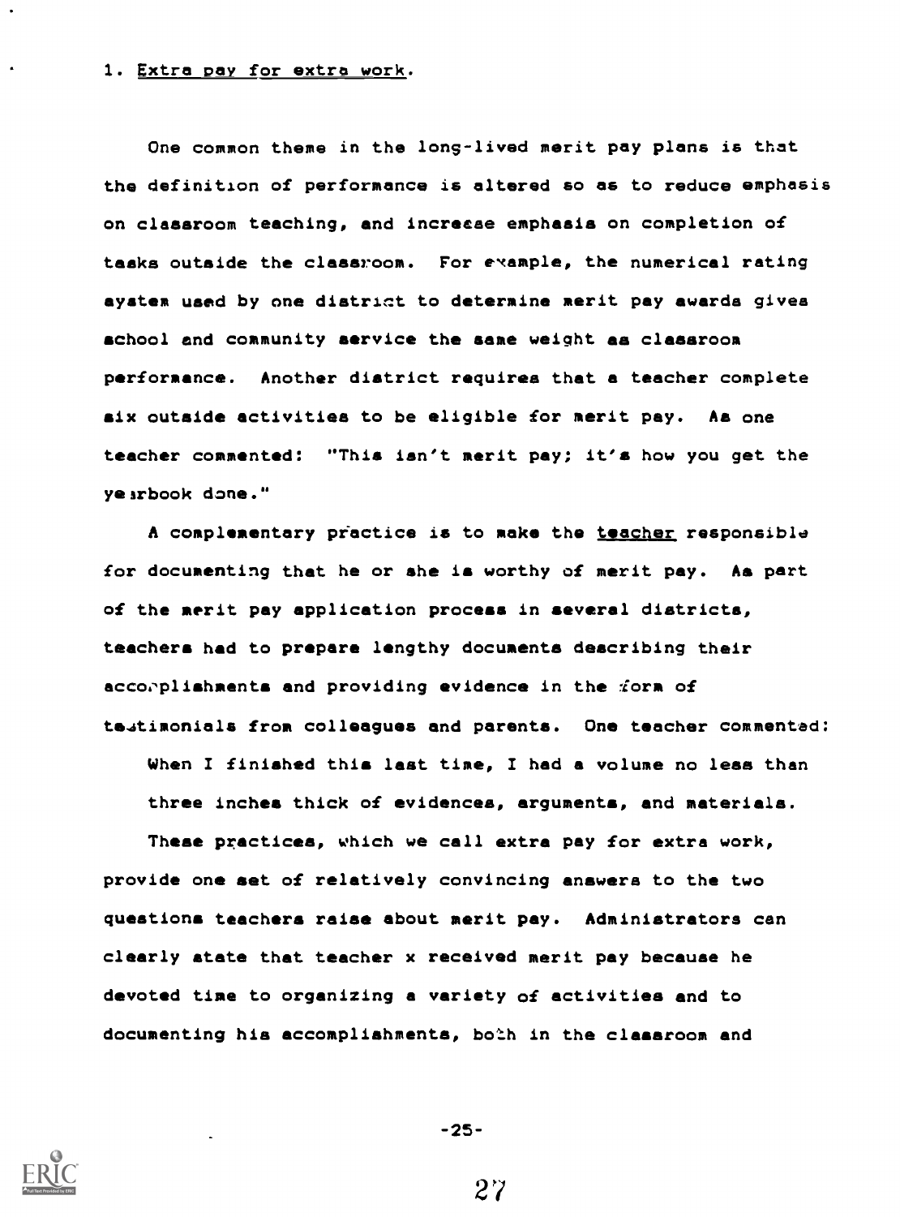1. Extra pay for extra work.

One common theme in the long-lived merit pay plans is that the definition of performance is altered so as to reduce emphasis on classroom teaching, and increase emphasis on completion of tasks outside the classroom. For example, the numerical rating system used by one district to determine merit pay awards gives school and community service the same weight as classroom performance. Another district requires that a teacher complete six outside activities to be eligible for merit pay. As one teacher commented: "This isn't merit pay; it's how you get the yearbook done."

A complementary practice is to make the teacher responsible for documenting that he or she is worthy of merit pay. As part of the merit pay application process in several districts, teachers had to prepare lengthy documents describing their accomplishments and providing evidence in the form of testimonials from colleagues and parents. One teacher commented:

> When I finished this last time, I had a volume no less than three inches thick of evidences, arguments, and materials.

These practices, which we call extra pay for extra work, provide one set of relatively convincing answers to the two questions teachers raise about merit pay. Administrators can clearly state that teacher x received merit pay because he devoted time to organizing a variety of activities and to documenting his accomplishments, both in the classroom and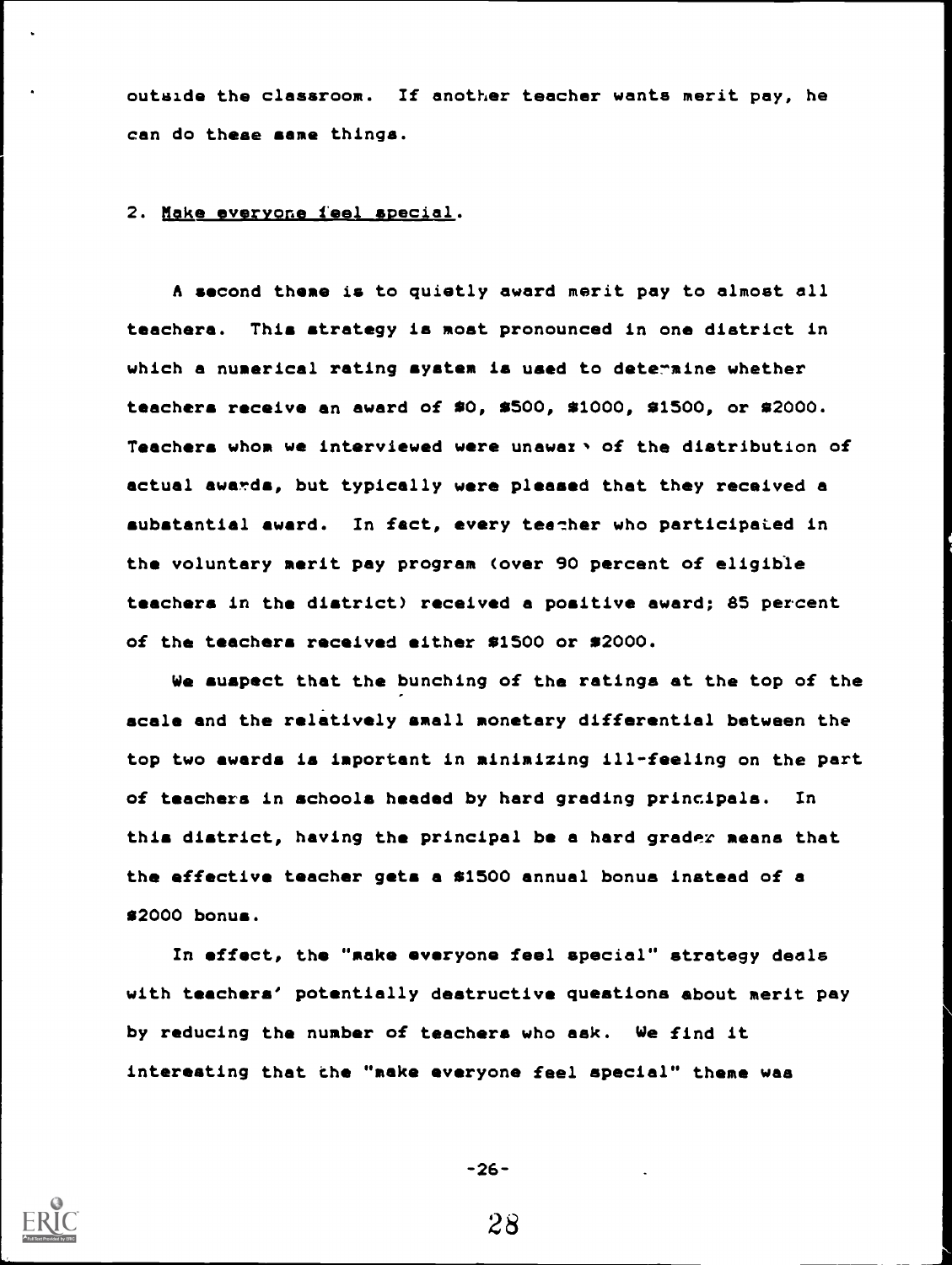outside the classroom. If another teacher wants merit pay, he can do these same things.

2. <u>Make everyone feel special</u>.

A second theme is to quietly award merit pay to almost all teachers. This strategy is most pronounced in one district in which a numerical rating system is used to determine whether teachers receive an award of $0, $500, $1000, $1500, or $2000. Teachers whom we interviewed were unaware of the distribution of actual awards, but typically were pleased that they received a substantial award. In fact, every teacher who participated in the voluntary merit pay program (over 90 percent of eligible teachers in the district) received a positive award; 85 percent of the teachers received either $1500 or $2000.

We suspect that the bunching of the ratings at the top of the scale and the relatively small monetary differential between the top two awards is important in minimizing ill-feeling on the part of teachers in schools headed by hard grading principals. In this district, having the principal be a hard grader means that the effective teacher gets a $1500 annual bonus instead of a $2000 bonus.

In effect, the "make everyone feel special" strategy deals with teachers' potentially destructive questions about merit pay by reducing the number of teachers who ask. We find it interesting that the "make everyone feel special" theme was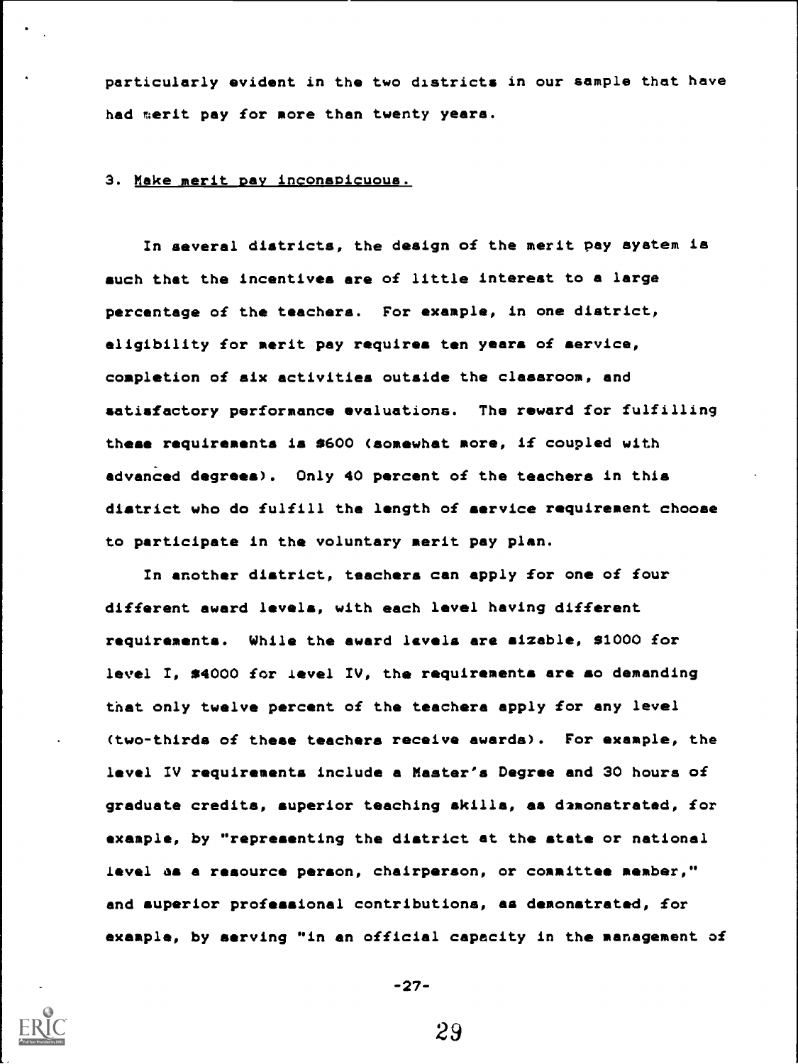particularly evident in the two districts in our sample that have had merit pay for more than twenty years.

3. Make merit pay inconspicuous.

In several districts, the design of the merit pay system is such that the incentives are of little interest to a large percentage of the teachers. For example, in one district, eligibility for merit pay requires ten years of service, completion of six activities outside the classroom, and satisfactory performance evaluations. The reward for fulfilling these requirements is $600 (somewhat more, if coupled with advanced degrees). Only 40 percent of the teachers in this district who do fulfill the length of service requirement choose to participate in the voluntary merit pay plan.

In another district, teachers can apply for one of four different award levels, with each level having different requirements. While the award levels are sizable, $1000 for level I, $4000 for level IV, the requirements are so demanding that only twelve percent of the teachers apply for any level (two-thirds of these teachers receive awards). For example, the level IV requirements include a Master's Degree and 30 hours of graduate credits, superior teaching skills, as demonstrated, for example, by "representing the district at the state or national level as a resource person, chairperson, or committee member," and superior professional contributions, as demonstrated, for example, by serving "in an official capacity in the management of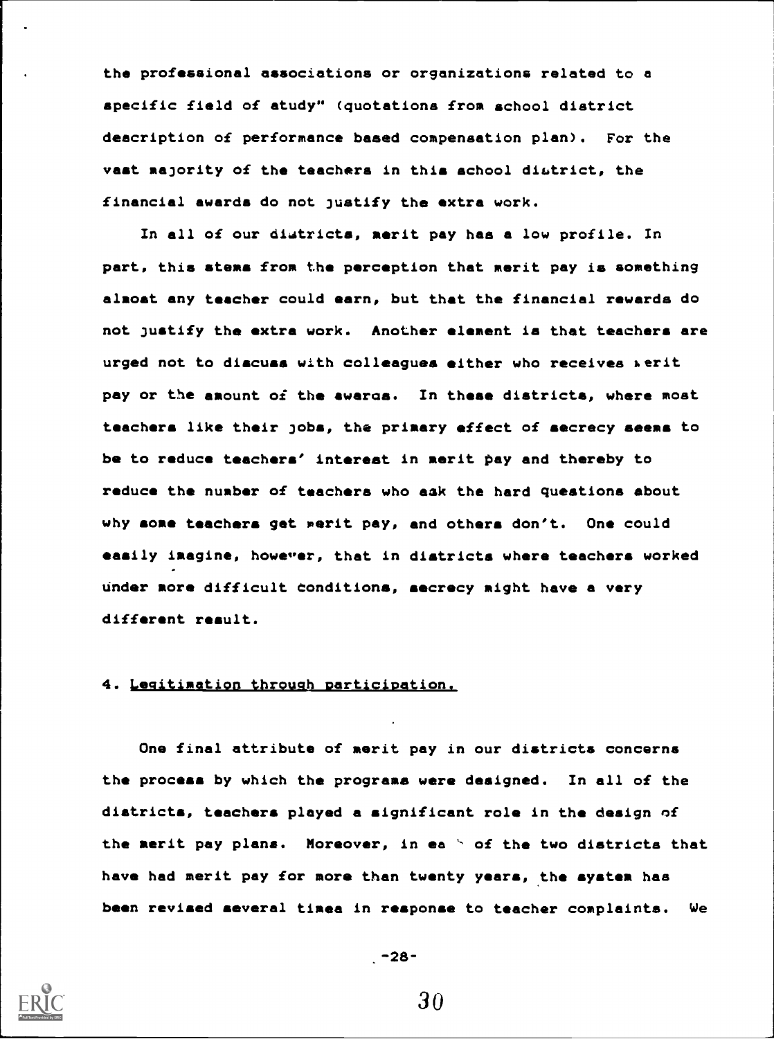the professional associations or organizations related to a specific field of study" (quotations from school district description of performance based compensation plan). For the vast majority of the teachers in this school district, the financial awards do not justify the extra work.

In all of our districts, merit pay has a low profile. In part, this stems from the perception that merit pay is something almost any teacher could earn, but that the financial rewards do not justify the extra work. Another element is that teachers are urged not to discuss with colleagues either who receives merit pay or the amount of the awards. In these districts, where most teachers like their jobs, the primary effect of secrecy seems to be to reduce teachers' interest in merit pay and thereby to reduce the number of teachers who ask the hard questions about why some teachers get merit pay, and others don't. One could easily imagine, however, that in districts where teachers worked under more difficult conditions, secrecy might have a very different result.

4. Legitimation through participation.

One final attribute of merit pay in our districts concerns the process by which the programs were designed. In all of the districts, teachers played a significant role in the design of the merit pay plans. Moreover, in each of the two districts that have had merit pay for more than twenty years, the system has been revised several times in response to teacher complaints. We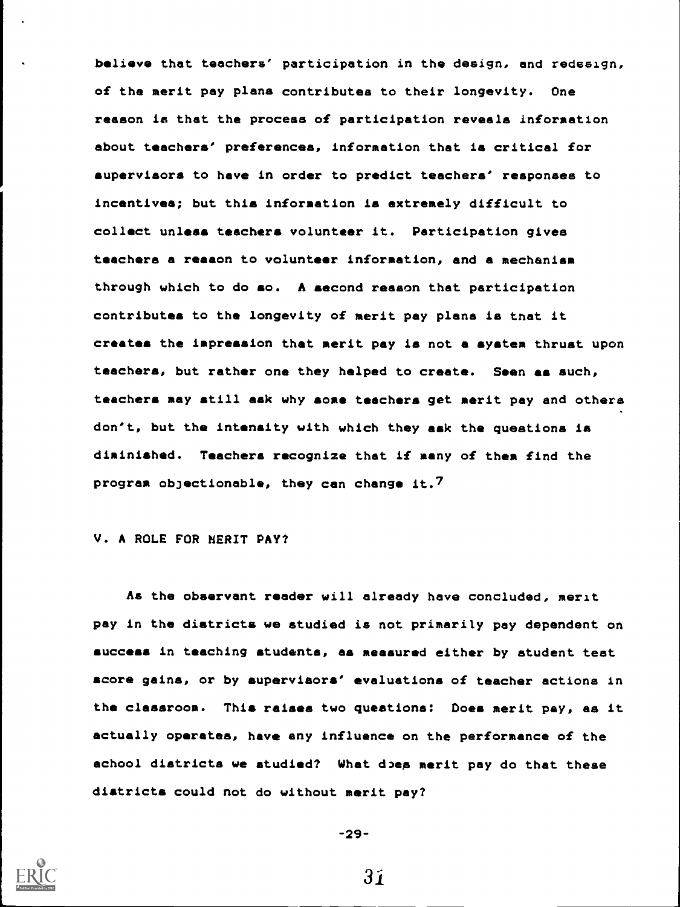believe that teachers' participation in the design, and redesign, of the merit pay plans contributes to their longevity. One reason is that the process of participation reveals information about teachers' preferences, information that is critical for supervisors to have in order to predict teachers' responses to incentives; but this information is extremely difficult to collect unless teachers volunteer it. Participation gives teachers a reason to volunteer information, and a mechanism through which to do so. A second reason that participation contributes to the longevity of merit pay plans is that it creates the impression that merit pay is not a system thrust upon teachers, but rather one they helped to create. Seen as such, teachers may still ask why some teachers get merit pay and others don't, but the intensity with which they ask the questions is diminished. Teachers recognize that if many of them find the program objectionable, they can change it.[7]

## V. A ROLE FOR MERIT PAY?

As the observant reader will already have concluded, merit pay in the districts we studied is not primarily pay dependent on success in teaching students, as measured either by student test score gains, or by supervisors' evaluations of teacher actions in the classroom. This raises two questions: Does merit pay, as it actually operates, have any influence on the performance of the school districts we studied? What does merit pay do that these districts could not do without merit pay?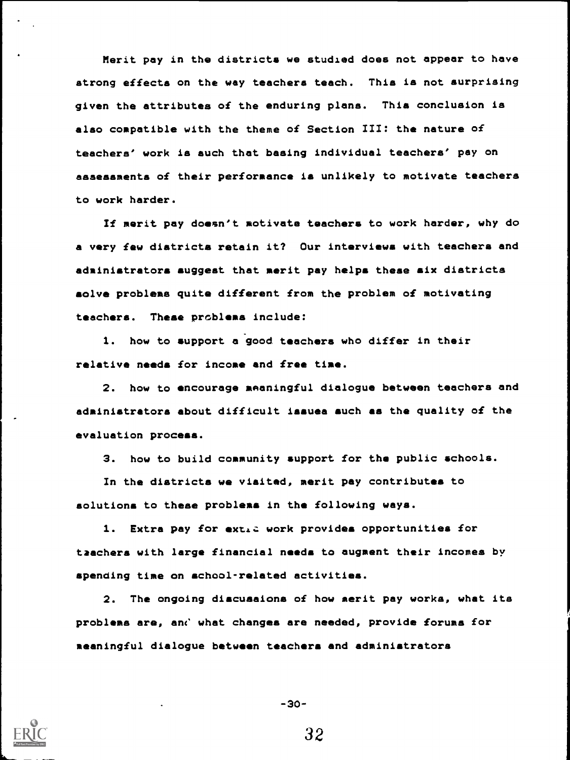Merit pay in the districts we studied does not appear to have strong effects on the way teachers teach. This is not surprising given the attributes of the enduring plans. This conclusion is also compatible with the theme of Section III: the nature of teachers' work is such that basing individual teachers' pay on assessments of their performance is unlikely to motivate teachers to work harder.

If merit pay doesn't motivate teachers to work harder, why do a very few districts retain it? Our interviews with teachers and administrators suggest that merit pay helps these six districts solve problems quite different from the problem of motivating teachers. These problems include:

1. how to support a good teachers who differ in their relative needs for income and free time.

2. how to encourage meaningful dialogue between teachers and administrators about difficult issues such as the quality of the evaluation process.

3. how to build community support for the public schools.

In the districts we visited, merit pay contributes to solutions to these problems in the following ways.

1. Extra pay for extra work provides opportunities for teachers with large financial needs to augment their incomes by spending time on school-related activities.

2. The ongoing discussions of how merit pay works, what its problems are, and what changes are needed, provide forums for meaningful dialogue between teachers and administrators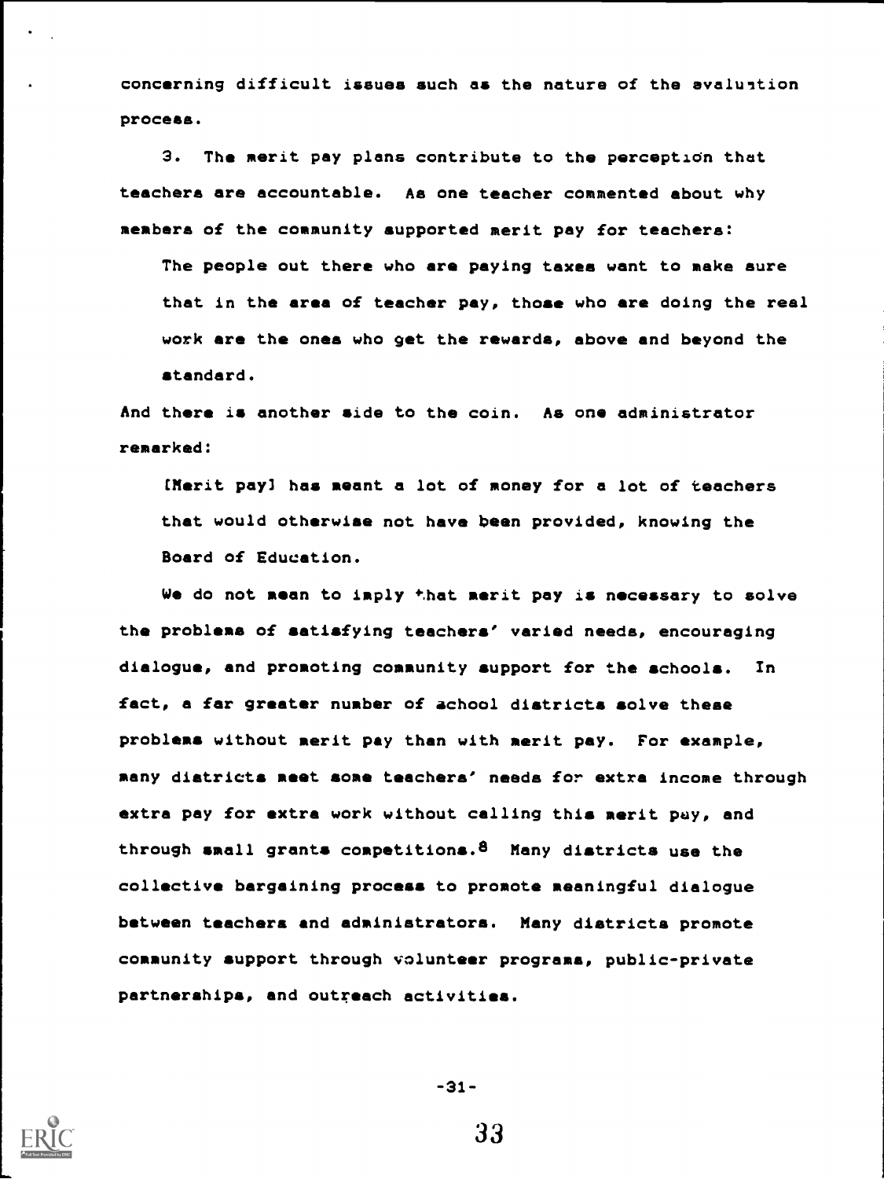concerning difficult issues such as the nature of the evaluation process.

3. The merit pay plans contribute to the perception that teachers are accountable. As one teacher commented about why members of the community supported merit pay for teachers:

> The people out there who are paying taxes want to make sure that in the area of teacher pay, those who are doing the real work are the ones who get the rewards, above and beyond the standard.

And there is another side to the coin. As one administrator remarked:

> [Merit pay] has meant a lot of money for a lot of teachers that would otherwise not have been provided, knowing the Board of Education.

We do not mean to imply that merit pay is necessary to solve the problems of satisfying teachers' varied needs, encouraging dialogue, and promoting community support for the schools. In fact, a far greater number of school districts solve these problems without merit pay than with merit pay. For example, many districts meet some teachers' needs for extra income through extra pay for extra work without calling this merit pay, and through small grants competitions.[8] Many districts use the collective bargaining process to promote meaningful dialogue between teachers and administrators. Many districts promote community support through volunteer programs, public-private partnerships, and outreach activities.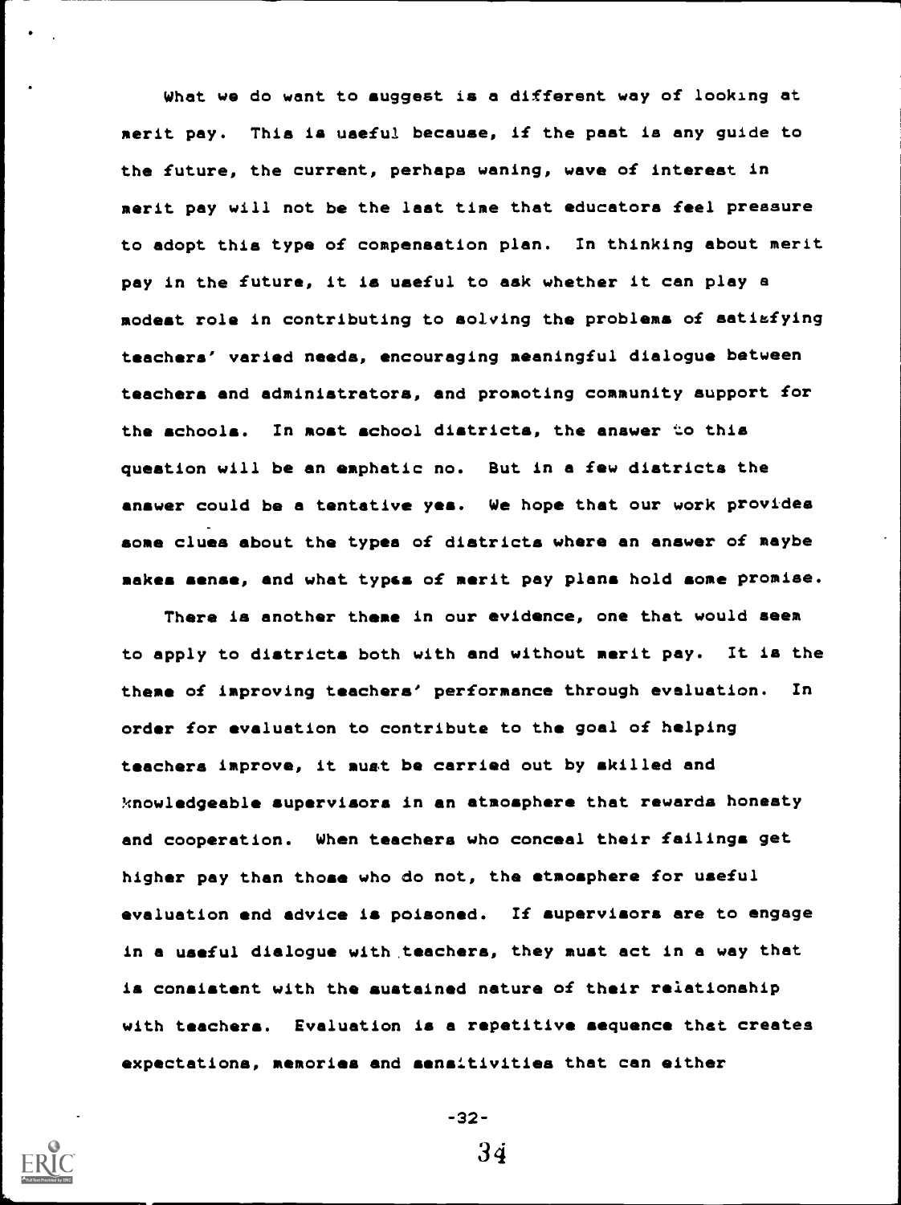What we do want to suggest is a different way of looking at merit pay. This is useful because, if the past is any guide to the future, the current, perhaps waning, wave of interest in merit pay will not be the last time that educators feel pressure to adopt this type of compensation plan. In thinking about merit pay in the future, it is useful to ask whether it can play a modest role in contributing to solving the problems of satisfying teachers' varied needs, encouraging meaningful dialogue between teachers and administrators, and promoting community support for the schools. In most school districts, the answer to this question will be an emphatic no. But in a few districts the answer could be a tentative yes. We hope that our work provides some clues about the types of districts where an answer of maybe makes sense, and what types of merit pay plans hold some promise.

There is another theme in our evidence, one that would seem to apply to districts both with and without merit pay. It is the theme of improving teachers' performance through evaluation. In order for evaluation to contribute to the goal of helping teachers improve, it must be carried out by skilled and knowledgeable supervisors in an atmosphere that rewards honesty and cooperation. When teachers who conceal their failings get higher pay than those who do not, the atmosphere for useful evaluation and advice is poisoned. If supervisors are to engage in a useful dialogue with teachers, they must act in a way that is consistent with the sustained nature of their relationship with teachers. Evaluation is a repetitive sequence that creates expectations, memories and sensitivities that can either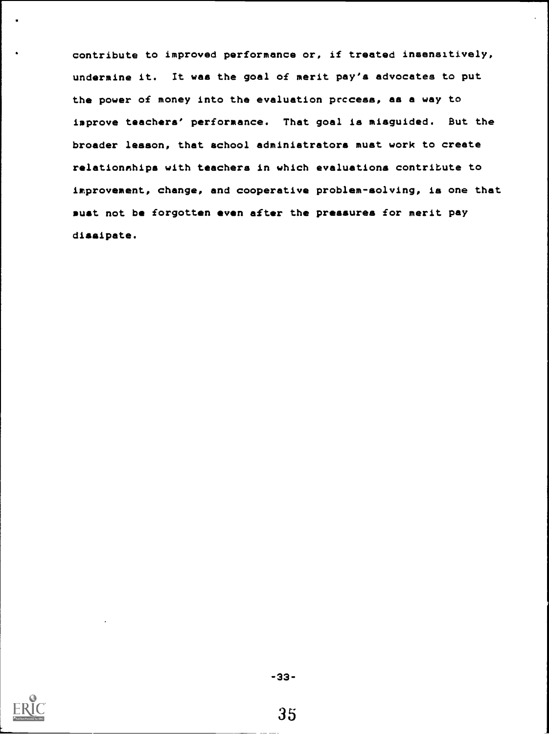contribute to improved performance or, if treated insensitively, undermine it. It was the goal of merit pay's advocates to put the power of money into the evaluation process, as a way to improve teachers' performance. That goal is misguided. But the broader lesson, that school administrators must work to create relationships with teachers in which evaluations contribute to improvement, change, and cooperative problem-solving, is one that must not be forgotten even after the pressures for merit pay dissipate.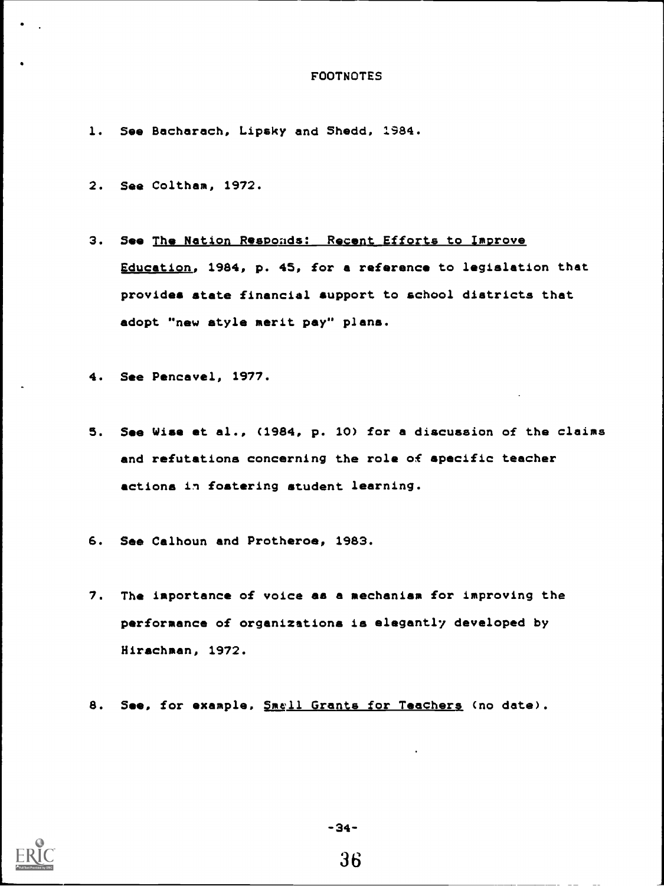# FOOTNOTES

1. See Bacharach, Lipsky and Shedd, 1984.

2. See Coltham, 1972.

3. See The Nation Responds: Recent Efforts to Improve Education, 1984, p. 45, for a reference to legislation that provides state financial support to school districts that adopt "new style merit pay" plans.

4. See Pencavel, 1977.

5. See Wise et al., (1984, p. 10) for a discussion of the claims and refutations concerning the role of specific teacher actions in fostering student learning.

6. See Calhoun and Protheroe, 1983.

7. The importance of voice as a mechanism for improving the performance of organizations is elegantly developed by Hirschman, 1972.

8. See, for example, Small Grants for Teachers (no date).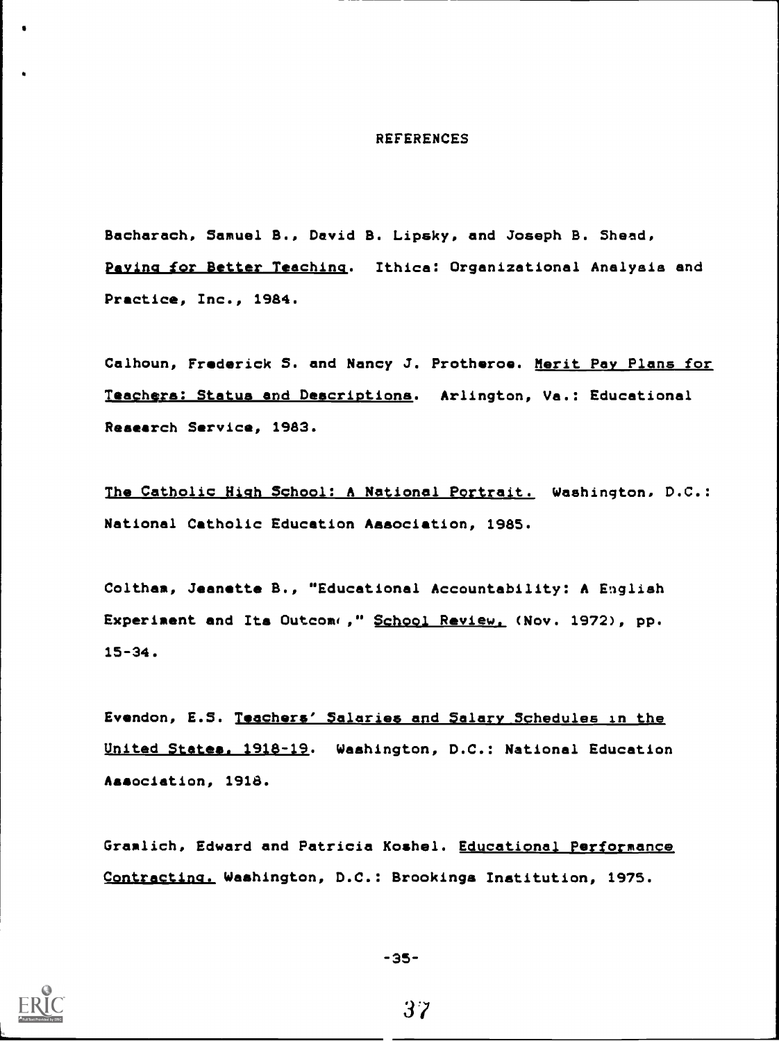## REFERENCES

Bacharach, Samuel B., David B. Lipsky, and Joseph B. Shead, Paying for Better Teaching. Ithica: Organizational Analysis and Practice, Inc., 1984.

Calhoun, Frederick S. and Nancy J. Protheroe. Merit Pay Plans for Teachers: Status and Descriptions. Arlington, Va.: Educational Research Service, 1983.

The Catholic High School: A National Portrait. Washington, D.C.: National Catholic Education Association, 1985.

Coltham, Jeanette B., "Educational Accountability: A English Experiment and Its Outcome," School Review, (Nov. 1972), pp. 15-34.

Evendon, E.S. Teachers' Salaries and Salary Schedules in the United States, 1918-19. Washington, D.C.: National Education Association, 1918.

Gramlich, Edward and Patricia Koshel. Educational Performance Contracting. Washington, D.C.: Brookings Institution, 1975.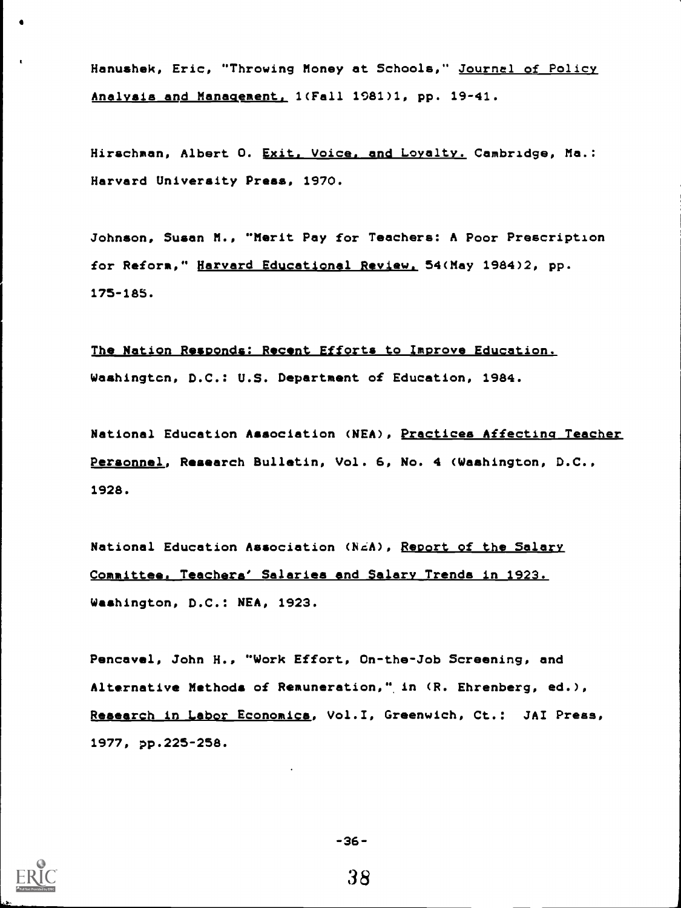Hanushek, Eric, "Throwing Money at Schools," Journal of Policy Analysis and Management, 1(Fall 1981)1, pp. 19-41.

Hirschman, Albert O. Exit, Voice, and Loyalty. Cambridge, Ma.: Harvard University Press, 1970.

Johnson, Susan M., "Merit Pay for Teachers: A Poor Prescription for Reform," Harvard Educational Review, 54(May 1984)2, pp. 175-185.

The Nation Responds: Recent Efforts to Improve Education. Washington, D.C.: U.S. Department of Education, 1984.

National Education Association (NEA), Practices Affecting Teacher Personnel, Research Bulletin, Vol. 6, No. 4 (Washington, D.C., 1928.

National Education Association (NEA), Report of the Salary Committee, Teachers' Salaries and Salary Trends in 1923. Washington, D.C.: NEA, 1923.

Pencavel, John H., "Work Effort, On-the-Job Screening, and Alternative Methods of Remuneration," in (R. Ehrenberg, ed.), Research in Labor Economics, Vol.I, Greenwich, Ct.: JAI Press, 1977, pp.225-258.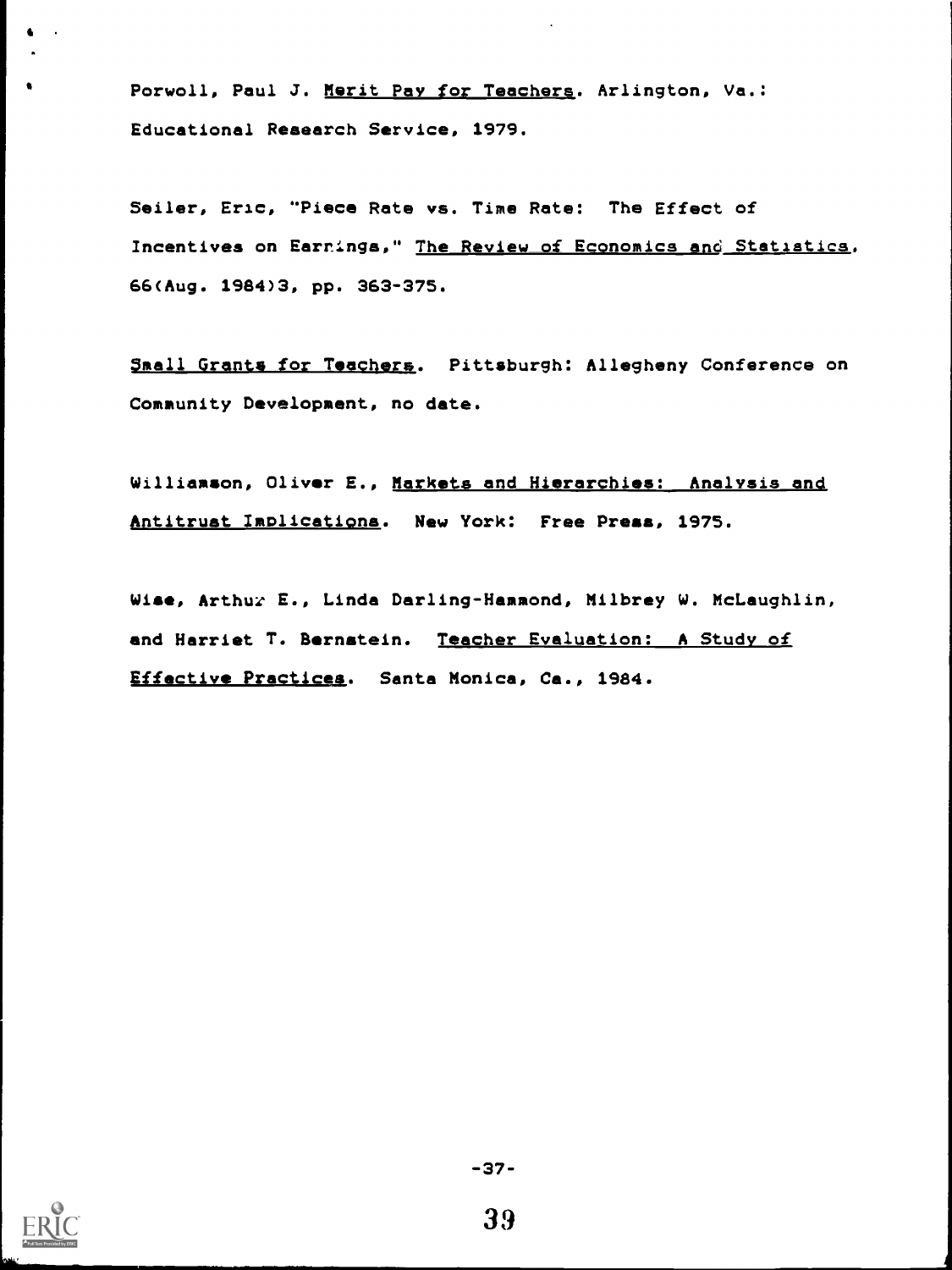Porwoll, Paul J. *Merit Pay for Teachers*. Arlington, Va.: Educational Research Service, 1979.

Seiler, Eric, "Piece Rate vs. Time Rate: The Effect of Incentives on Earnings," *The Review of Economics and Statistics*, 66(Aug. 1984)3, pp. 363-375.

*Small Grants for Teachers*. Pittsburgh: Allegheny Conference on Community Development, no date.

Williamson, Oliver E., *Markets and Hierarchies: Analysis and Antitrust Implications*. New York: Free Press, 1975.

Wise, Arthur E., Linda Darling-Hammond, Milbrey W. McLaughlin, and Harriet T. Bernstein. *Teacher Evaluation: A Study of Effective Practices*. Santa Monica, Ca., 1984.